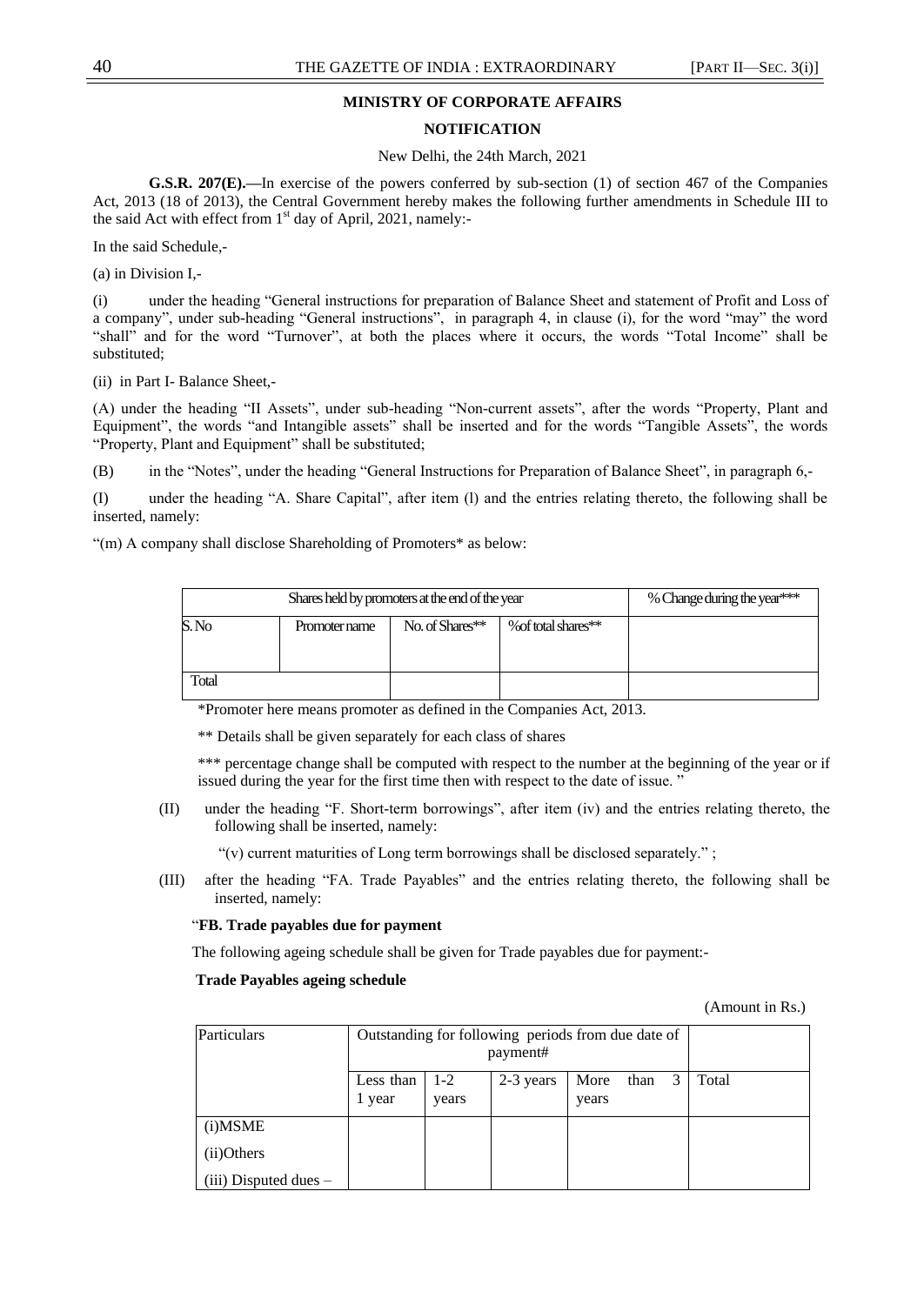**MINISTRY OF CORPORATE AFFAIRS**

**NOTIFICATION**

New Delhi, the 24th March, 2021

**G.S.R. 207(E).—**In exercise of the powers conferred by sub-section (1) of section 467 of the Companies Act, 2013 (18 of 2013), the Central Government hereby makes the following further amendments in Schedule III to the said Act with effect from 1st day of April, 2021, namely:-

In the said Schedule,-

(a) in Division I,-

(i) under the heading "General instructions for preparation of Balance Sheet and statement of Profit and Loss of a company", under sub-heading "General instructions", in paragraph 4, in clause (i), for the word "may" the word "shall" and for the word "Turnover", at both the places where it occurs, the words "Total Income" shall be substituted;

(ii) in Part I- Balance Sheet,-

(A) under the heading "II Assets", under sub-heading "Non-current assets", after the words "Property, Plant and Equipment", the words "and Intangible assets" shall be inserted and for the words "Tangible Assets", the words "Property, Plant and Equipment" shall be substituted;

(B) in the "Notes", under the heading "General Instructions for Preparation of Balance Sheet", in paragraph 6,-

(I) under the heading "A. Share Capital", after item (l) and the entries relating thereto, the following shall be inserted, namely:

"(m) A company shall disclose Shareholding of Promoters* as below:

| Shares held by promoters at the end of the year | | | | % Change during the year*** |
|---|---|---|---|---|
| S. No | Promoter name | No. of Shares** | %of total shares** | |
| Total | | | | |

*Promoter here means promoter as defined in the Companies Act, 2013.

** Details shall be given separately for each class of shares

*** percentage change shall be computed with respect to the number at the beginning of the year or if issued during the year for the first time then with respect to the date of issue. "

(II) under the heading "F. Short-term borrowings", after item (iv) and the entries relating thereto, the following shall be inserted, namely:

"(v) current maturities of Long term borrowings shall be disclosed separately." ;

(III) after the heading "FA. Trade Payables" and the entries relating thereto, the following shall be inserted, namely:

"**FB. Trade payables due for payment**

The following ageing schedule shall be given for Trade payables due for payment:-

**Trade Payables ageing schedule**

(Amount in Rs.)

| Particulars | Outstanding for following periods from due date of payment# | | | | |
|---|---|---|---|---|---|
| | Less than 1 year | 1-2 years | 2-3 years | More than 3 years | Total |
| (i)MSME | | | | | |
| (ii)Others | | | | | |
| (iii) Disputed dues – | | | | | |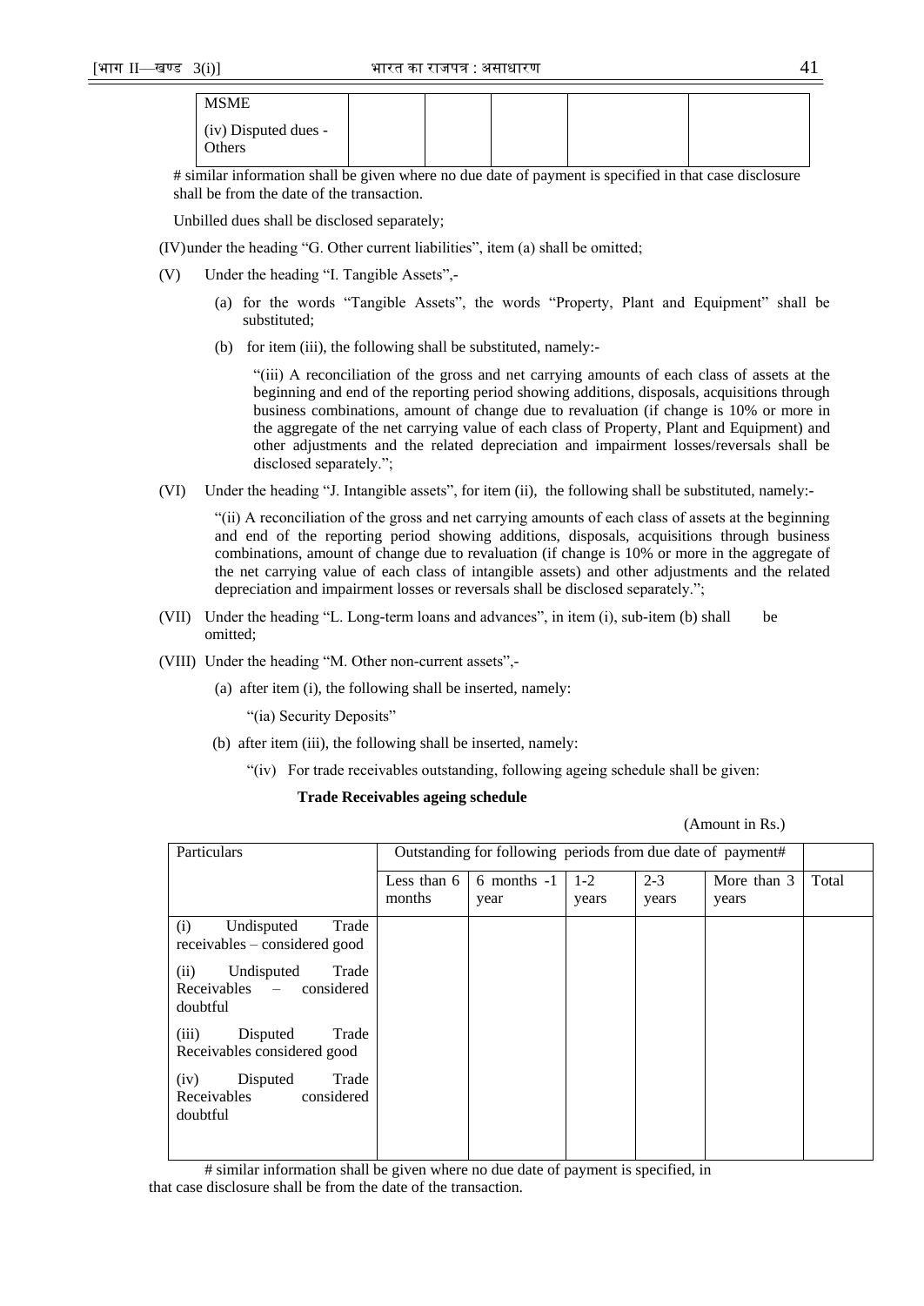| MSME | | | | | |
|---|---|---|---|---|---|
| (iv) Disputed dues - Others | | | | | |

# similar information shall be given where no due date of payment is specified in that case disclosure shall be from the date of the transaction.

Unbilled dues shall be disclosed separately;

(IV) under the heading "G. Other current liabilities", item (a) shall be omitted;

(V) Under the heading "I. Tangible Assets",-

(a) for the words "Tangible Assets", the words "Property, Plant and Equipment" shall be substituted;

(b) for item (iii), the following shall be substituted, namely:-

"(iii) A reconciliation of the gross and net carrying amounts of each class of assets at the beginning and end of the reporting period showing additions, disposals, acquisitions through business combinations, amount of change due to revaluation (if change is 10% or more in the aggregate of the net carrying value of each class of Property, Plant and Equipment) and other adjustments and the related depreciation and impairment losses/reversals shall be disclosed separately.";

(VI) Under the heading "J. Intangible assets", for item (ii), the following shall be substituted, namely:-

"(ii) A reconciliation of the gross and net carrying amounts of each class of assets at the beginning and end of the reporting period showing additions, disposals, acquisitions through business combinations, amount of change due to revaluation (if change is 10% or more in the aggregate of the net carrying value of each class of intangible assets) and other adjustments and the related depreciation and impairment losses or reversals shall be disclosed separately.";

(VII) Under the heading "L. Long-term loans and advances", in item (i), sub-item (b) shall be omitted;

(VIII) Under the heading "M. Other non-current assets",-

(a) after item (i), the following shall be inserted, namely:

"(ia) Security Deposits"

(b) after item (iii), the following shall be inserted, namely:

"(iv) For trade receivables outstanding, following ageing schedule shall be given:

**Trade Receivables ageing schedule**

(Amount in Rs.)

| Particulars | Outstanding for following periods from due date of payment# | | | | | |
|---|---|---|---|---|---|---|
| | Less than 6 months | 6 months -1 year | 1-2 years | 2-3 years | More than 3 years | Total |
| (i) Undisputed Trade receivables – considered good | | | | | | |
| (ii) Undisputed Trade Receivables – considered doubtful | | | | | | |
| (iii) Disputed Trade Receivables considered good | | | | | | |
| (iv) Disputed Trade Receivables considered doubtful | | | | | | |

# similar information shall be given where no due date of payment is specified, in that case disclosure shall be from the date of the transaction.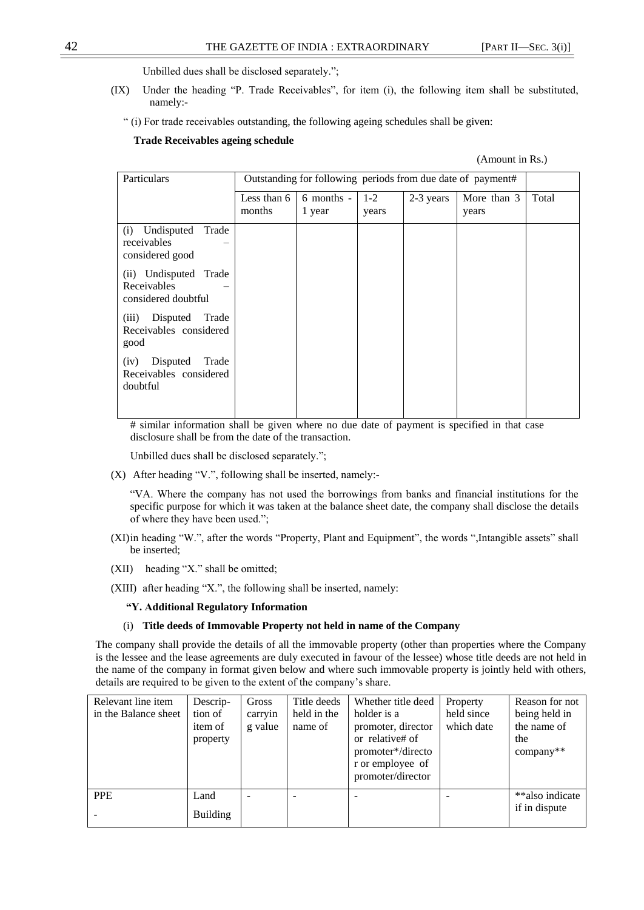Unbilled dues shall be disclosed separately.";

(IX) Under the heading "P. Trade Receivables", for item (i), the following item shall be substituted, namely:-

" (i) For trade receivables outstanding, the following ageing schedules shall be given:

**Trade Receivables ageing schedule**

(Amount in Rs.)

| Particulars | Outstanding for following periods from due date of payment# | | | | | |
|---|---|---|---|---|---|---|
| | Less than 6 months | 6 months - 1 year | 1-2 years | 2-3 years | More than 3 years | Total |
| (i) Undisputed Trade receivables – considered good | | | | | | |
| (ii) Undisputed Trade Receivables – considered doubtful | | | | | | |
| (iii) Disputed Trade Receivables considered good | | | | | | |
| (iv) Disputed Trade Receivables considered doubtful | | | | | | |

# similar information shall be given where no due date of payment is specified in that case disclosure shall be from the date of the transaction.

Unbilled dues shall be disclosed separately.";

(X) After heading "V.", following shall be inserted, namely:-

"VA. Where the company has not used the borrowings from banks and financial institutions for the specific purpose for which it was taken at the balance sheet date, the company shall disclose the details of where they have been used.";

(XI) in heading "W.", after the words "Property, Plant and Equipment", the words ",Intangible assets" shall be inserted;

(XII) heading "X." shall be omitted;

(XIII) after heading "X.", the following shall be inserted, namely:

**"Y. Additional Regulatory Information**

(i) **Title deeds of Immovable Property not held in name of the Company**

The company shall provide the details of all the immovable property (other than properties where the Company is the lessee and the lease agreements are duly executed in favour of the lessee) whose title deeds are not held in the name of the company in format given below and where such immovable property is jointly held with others, details are required to be given to the extent of the company's share.

| Relevant line item in the Balance sheet | Description of item of property | Gross carrying value | Title deeds held in the name of | Whether title deed holder is a promoter, director or relative# of promoter*/director or employee of promoter/director | Property held since which date | Reason for not being held in the name of the company** |
|---|---|---|---|---|---|---|
| PPE<br>- | Land<br>Building | - | - | - | - | **also indicate if in dispute |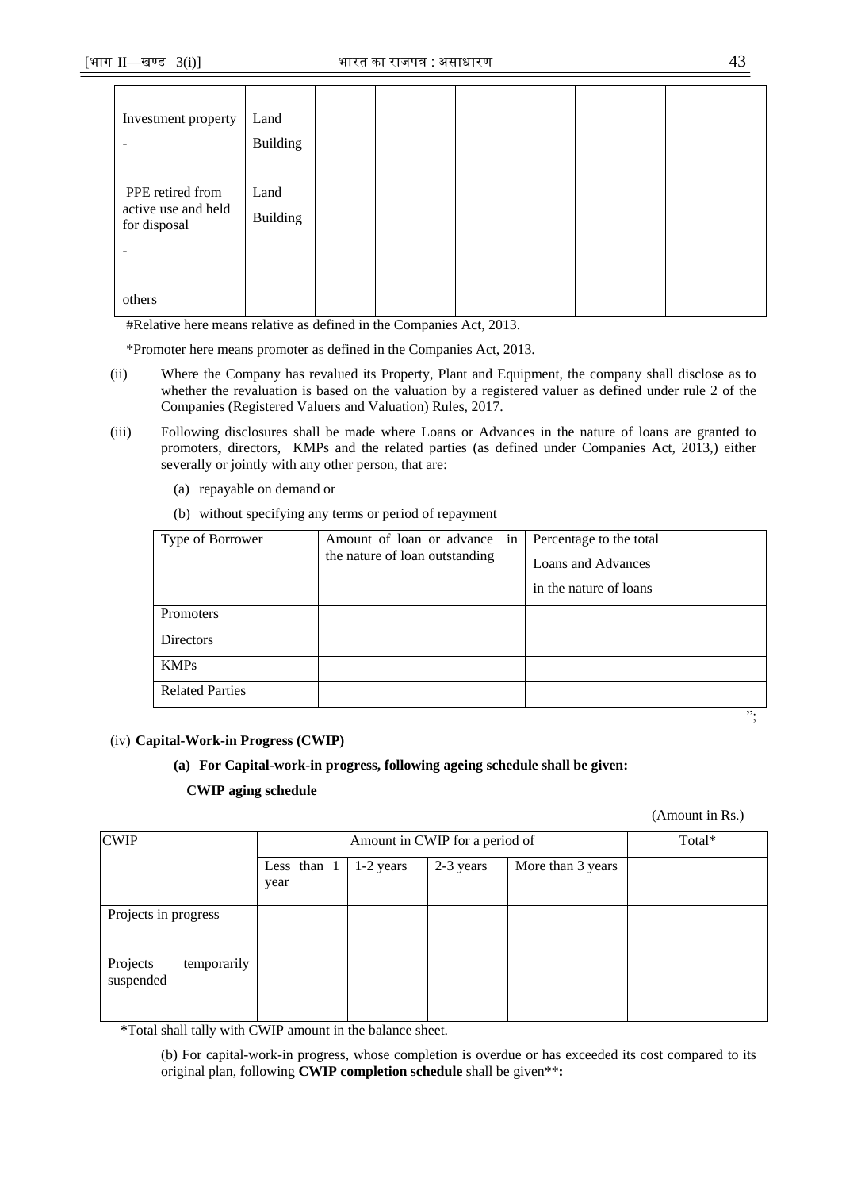| Investment property<br>- | Land<br>Building | | | | | |
|---|---|---|---|---|---|---|
| PPE retired from active use and held for disposal<br>- | Land<br>Building | | | | | |
| others | | | | | | |

#Relative here means relative as defined in the Companies Act, 2013.

*Promoter here means promoter as defined in the Companies Act, 2013.

(ii) Where the Company has revalued its Property, Plant and Equipment, the company shall disclose as to whether the revaluation is based on the valuation by a registered valuer as defined under rule 2 of the Companies (Registered Valuers and Valuation) Rules, 2017.

(iii) Following disclosures shall be made where Loans or Advances in the nature of loans are granted to promoters, directors, KMPs and the related parties (as defined under Companies Act, 2013,) either severally or jointly with any other person, that are:

(a) repayable on demand or

(b) without specifying any terms or period of repayment

| Type of Borrower | Amount of loan or advance in the nature of loan outstanding | Percentage to the total Loans and Advances in the nature of loans |
|---|---|---|
| Promoters | | |
| Directors | | |
| KMPs | | |
| Related Parties | | |

";

(iv) **Capital-Work-in Progress (CWIP)**

**(a) For Capital-work-in progress, following ageing schedule shall be given:**

**CWIP aging schedule**

(Amount in Rs.)

| CWIP | Amount in CWIP for a period of | | | | Total* |
|---|---|---|---|---|---|
| | Less than 1 year | 1-2 years | 2-3 years | More than 3 years | |
| Projects in progress | | | | | |
| Projects temporarily suspended | | | | | |

***Total shall tally with CWIP amount in the balance sheet.

(b) For capital-work-in progress, whose completion is overdue or has exceeded its cost compared to its original plan, following **CWIP completion schedule** shall be given****:**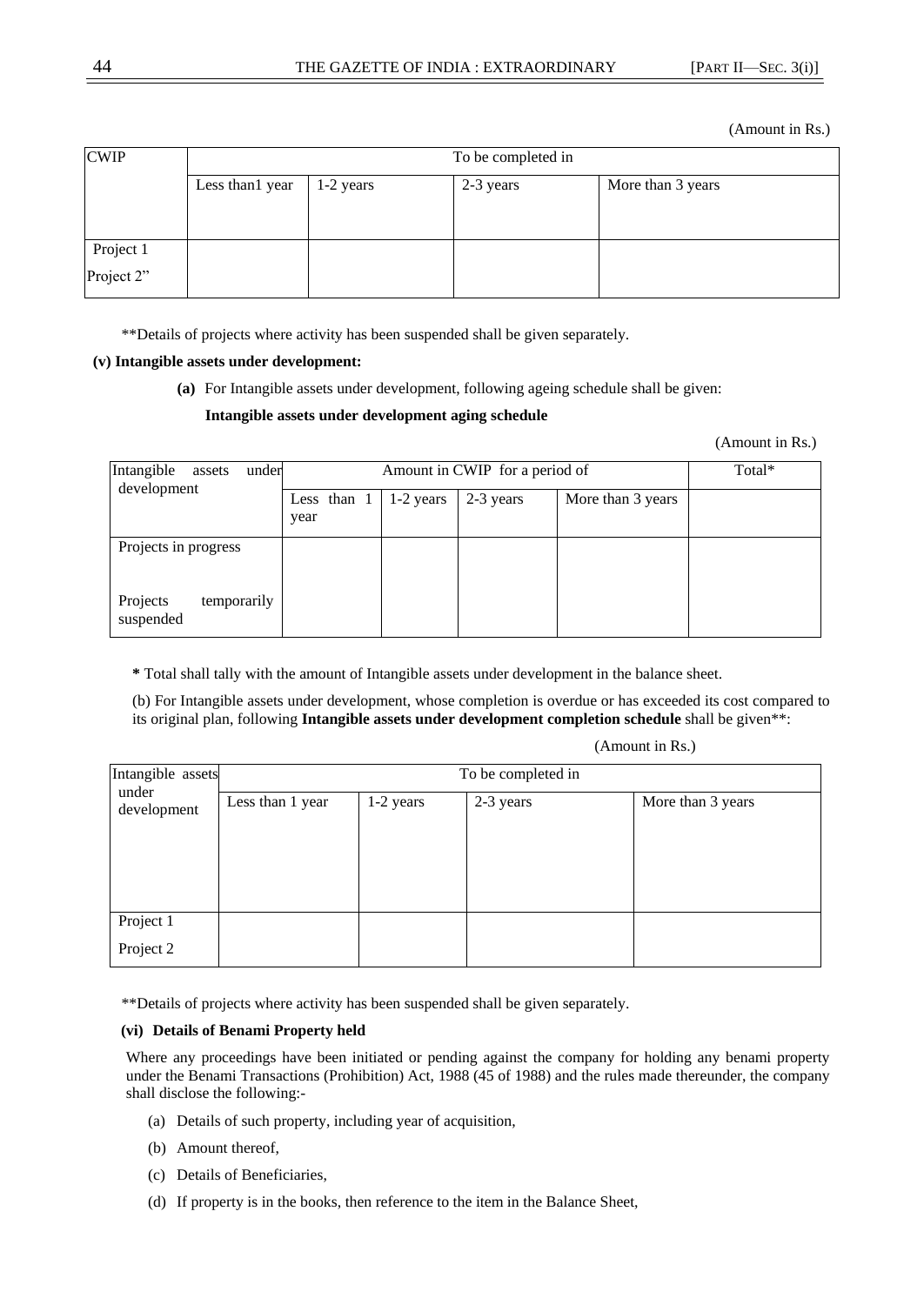(Amount in Rs.)

| CWIP | To be completed in | | | |
|---|---|---|---|---|
| | Less than1 year | 1-2 years | 2-3 years | More than 3 years |
| Project 1<br>Project 2" | | | | |

**Details of projects where activity has been suspended shall be given separately.

**(v) Intangible assets under development:**

**(a)** For Intangible assets under development, following ageing schedule shall be given:

**Intangible assets under development aging schedule**

(Amount in Rs.)

| Intangible assets under development | Amount in CWIP for a period of | | | | Total* |
|---|---|---|---|---|---|
| | Less than 1 year | 1-2 years | 2-3 years | More than 3 years | |
| Projects in progress<br><br>Projects temporarily suspended | | | | | |

**\*** Total shall tally with the amount of Intangible assets under development in the balance sheet.

(b) For Intangible assets under development, whose completion is overdue or has exceeded its cost compared to its original plan, following **Intangible assets under development completion schedule** shall be given**:

(Amount in Rs.)

| Intangible assets under development | To be completed in | | | |
|---|---|---|---|---|
| | Less than 1 year | 1-2 years | 2-3 years | More than 3 years |
| Project 1<br>Project 2 | | | | |

**Details of projects where activity has been suspended shall be given separately.

**(vi) Details of Benami Property held**

Where any proceedings have been initiated or pending against the company for holding any benami property under the Benami Transactions (Prohibition) Act, 1988 (45 of 1988) and the rules made thereunder, the company shall disclose the following:-

(a) Details of such property, including year of acquisition,

(b) Amount thereof,

(c) Details of Beneficiaries,

(d) If property is in the books, then reference to the item in the Balance Sheet,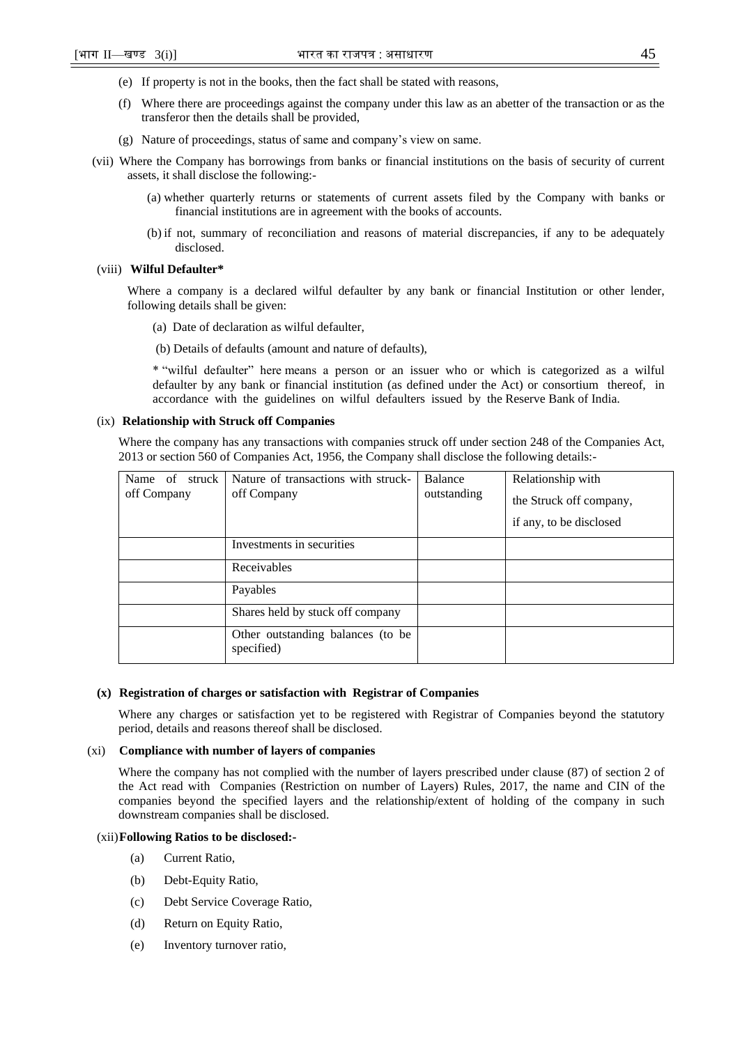(e) If property is not in the books, then the fact shall be stated with reasons,

(f) Where there are proceedings against the company under this law as an abetter of the transaction or as the transferor then the details shall be provided,

(g) Nature of proceedings, status of same and company's view on same.

(vii) Where the Company has borrowings from banks or financial institutions on the basis of security of current assets, it shall disclose the following:-

(a) whether quarterly returns or statements of current assets filed by the Company with banks or financial institutions are in agreement with the books of accounts.

(b) if not, summary of reconciliation and reasons of material discrepancies, if any to be adequately disclosed.

(viii) **Wilful Defaulter***

Where a company is a declared wilful defaulter by any bank or financial Institution or other lender, following details shall be given:

(a) Date of declaration as wilful defaulter,

(b) Details of defaults (amount and nature of defaults),

* "wilful defaulter" here means a person or an issuer who or which is categorized as a wilful defaulter by any bank or financial institution (as defined under the Act) or consortium thereof, in accordance with the guidelines on wilful defaulters issued by the Reserve Bank of India.

(ix) **Relationship with Struck off Companies**

Where the company has any transactions with companies struck off under section 248 of the Companies Act, 2013 or section 560 of Companies Act, 1956, the Company shall disclose the following details:-

| Name of struck off Company | Nature of transactions with struck-off Company | Balance outstanding | Relationship with the Struck off company, if any, to be disclosed |
|---|---|---|---|
| | Investments in securities | | |
| | Receivables | | |
| | Payables | | |
| | Shares held by stuck off company | | |
| | Other outstanding balances (to be specified) | | |

**(x) Registration of charges or satisfaction with Registrar of Companies**

Where any charges or satisfaction yet to be registered with Registrar of Companies beyond the statutory period, details and reasons thereof shall be disclosed.

(xi) **Compliance with number of layers of companies**

Where the company has not complied with the number of layers prescribed under clause (87) of section 2 of the Act read with Companies (Restriction on number of Layers) Rules, 2017, the name and CIN of the companies beyond the specified layers and the relationship/extent of holding of the company in such downstream companies shall be disclosed.

(xii) **Following Ratios to be disclosed:-**

(a) Current Ratio,

(b) Debt-Equity Ratio,

(c) Debt Service Coverage Ratio,

(d) Return on Equity Ratio,

(e) Inventory turnover ratio,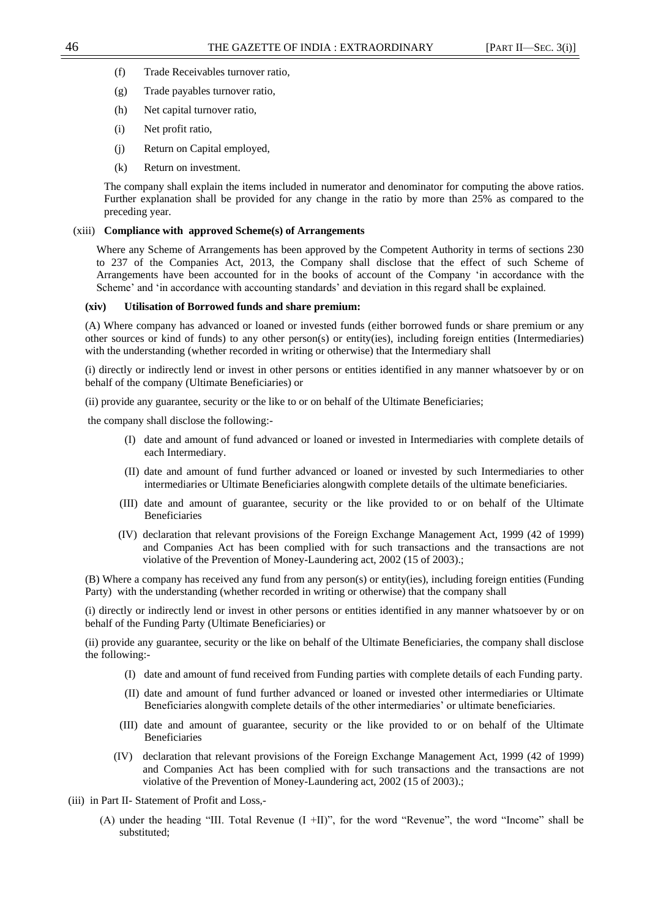(f) Trade Receivables turnover ratio,

(g) Trade payables turnover ratio,

(h) Net capital turnover ratio,

(i) Net profit ratio,

(j) Return on Capital employed,

(k) Return on investment.

The company shall explain the items included in numerator and denominator for computing the above ratios. Further explanation shall be provided for any change in the ratio by more than 25% as compared to the preceding year.

(xiii) **Compliance with approved Scheme(s) of Arrangements**

Where any Scheme of Arrangements has been approved by the Competent Authority in terms of sections 230 to 237 of the Companies Act, 2013, the Company shall disclose that the effect of such Scheme of Arrangements have been accounted for in the books of account of the Company 'in accordance with the Scheme' and 'in accordance with accounting standards' and deviation in this regard shall be explained.

**(xiv) Utilisation of Borrowed funds and share premium:**

(A) Where company has advanced or loaned or invested funds (either borrowed funds or share premium or any other sources or kind of funds) to any other person(s) or entity(ies), including foreign entities (Intermediaries) with the understanding (whether recorded in writing or otherwise) that the Intermediary shall

(i) directly or indirectly lend or invest in other persons or entities identified in any manner whatsoever by or on behalf of the company (Ultimate Beneficiaries) or

(ii) provide any guarantee, security or the like to or on behalf of the Ultimate Beneficiaries;

the company shall disclose the following:-

(I) date and amount of fund advanced or loaned or invested in Intermediaries with complete details of each Intermediary.

(II) date and amount of fund further advanced or loaned or invested by such Intermediaries to other intermediaries or Ultimate Beneficiaries alongwith complete details of the ultimate beneficiaries.

(III) date and amount of guarantee, security or the like provided to or on behalf of the Ultimate Beneficiaries

(IV) declaration that relevant provisions of the Foreign Exchange Management Act, 1999 (42 of 1999) and Companies Act has been complied with for such transactions and the transactions are not violative of the Prevention of Money-Laundering act, 2002 (15 of 2003).;

(B) Where a company has received any fund from any person(s) or entity(ies), including foreign entities (Funding Party) with the understanding (whether recorded in writing or otherwise) that the company shall

(i) directly or indirectly lend or invest in other persons or entities identified in any manner whatsoever by or on behalf of the Funding Party (Ultimate Beneficiaries) or

(ii) provide any guarantee, security or the like on behalf of the Ultimate Beneficiaries, the company shall disclose the following:-

(I) date and amount of fund received from Funding parties with complete details of each Funding party.

(II) date and amount of fund further advanced or loaned or invested other intermediaries or Ultimate Beneficiaries alongwith complete details of the other intermediaries' or ultimate beneficiaries.

(III) date and amount of guarantee, security or the like provided to or on behalf of the Ultimate Beneficiaries

(IV) declaration that relevant provisions of the Foreign Exchange Management Act, 1999 (42 of 1999) and Companies Act has been complied with for such transactions and the transactions are not violative of the Prevention of Money-Laundering act, 2002 (15 of 2003).;

(iii) in Part II- Statement of Profit and Loss,-

(A) under the heading "III. Total Revenue (I +II)", for the word "Revenue", the word "Income" shall be substituted;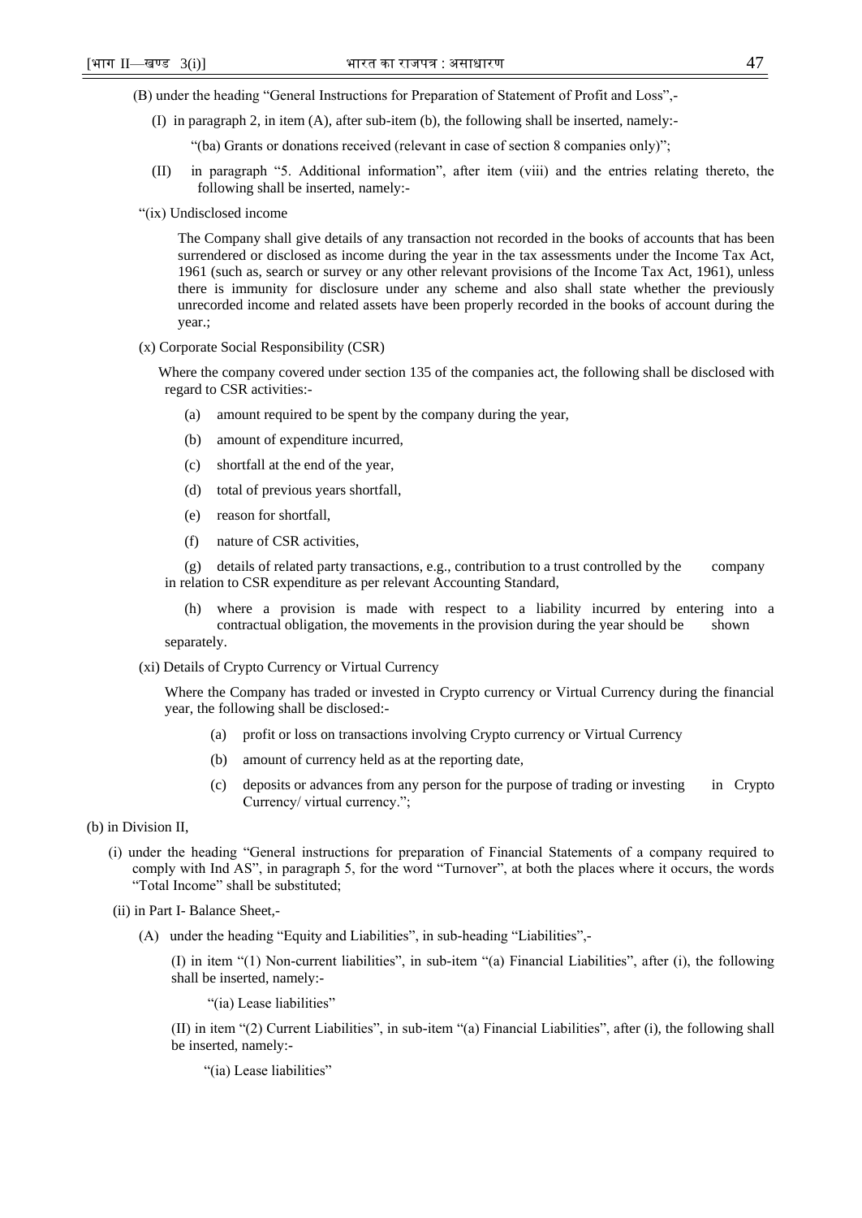(B) under the heading "General Instructions for Preparation of Statement of Profit and Loss",-

(I) in paragraph 2, in item (A), after sub-item (b), the following shall be inserted, namely:-

"(ba) Grants or donations received (relevant in case of section 8 companies only)";

(II) in paragraph "5. Additional information", after item (viii) and the entries relating thereto, the following shall be inserted, namely:-

"(ix) Undisclosed income

The Company shall give details of any transaction not recorded in the books of accounts that has been surrendered or disclosed as income during the year in the tax assessments under the Income Tax Act, 1961 (such as, search or survey or any other relevant provisions of the Income Tax Act, 1961), unless there is immunity for disclosure under any scheme and also shall state whether the previously unrecorded income and related assets have been properly recorded in the books of account during the year.;

(x) Corporate Social Responsibility (CSR)

Where the company covered under section 135 of the companies act, the following shall be disclosed with regard to CSR activities:-

(a) amount required to be spent by the company during the year,

(b) amount of expenditure incurred,

(c) shortfall at the end of the year,

(d) total of previous years shortfall,

(e) reason for shortfall,

(f) nature of CSR activities,

(g) details of related party transactions, e.g., contribution to a trust controlled by the company in relation to CSR expenditure as per relevant Accounting Standard,

(h) where a provision is made with respect to a liability incurred by entering into a contractual obligation, the movements in the provision during the year should be shown separately.

(xi) Details of Crypto Currency or Virtual Currency

Where the Company has traded or invested in Crypto currency or Virtual Currency during the financial year, the following shall be disclosed:-

(a) profit or loss on transactions involving Crypto currency or Virtual Currency

(b) amount of currency held as at the reporting date,

(c) deposits or advances from any person for the purpose of trading or investing in Crypto Currency/ virtual currency.";

(b) in Division II,

(i) under the heading "General instructions for preparation of Financial Statements of a company required to comply with Ind AS", in paragraph 5, for the word "Turnover", at both the places where it occurs, the words "Total Income" shall be substituted;

(ii) in Part I- Balance Sheet,-

(A) under the heading "Equity and Liabilities", in sub-heading "Liabilities",-

(I) in item "(1) Non-current liabilities", in sub-item "(a) Financial Liabilities", after (i), the following shall be inserted, namely:-

"(ia) Lease liabilities"

(II) in item "(2) Current Liabilities", in sub-item "(a) Financial Liabilities", after (i), the following shall be inserted, namely:-

"(ia) Lease liabilities"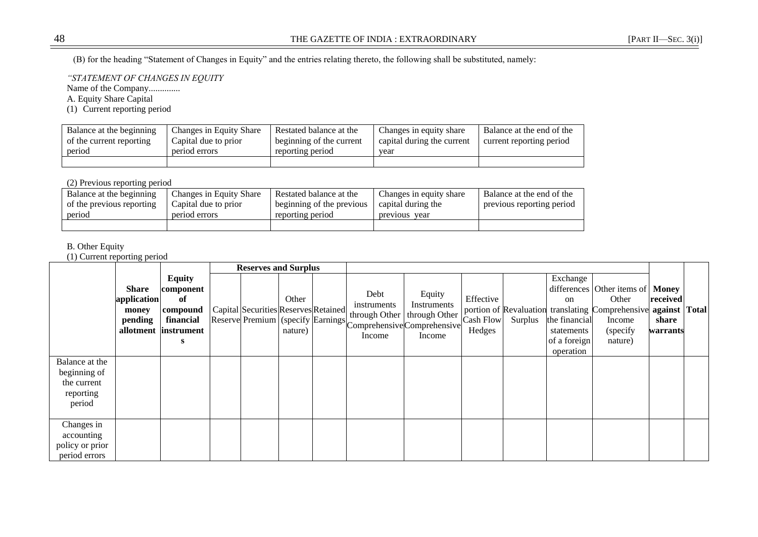(B) for the heading "Statement of Changes in Equity" and the entries relating thereto, the following shall be substituted, namely:

*"STATEMENT OF CHANGES IN EQUITY*

Name of the Company.............

A. Equity Share Capital

(1) Current reporting period

| Balance at the beginning of the current reporting period | Changes in Equity Share Capital due to prior period errors | Restated balance at the beginning of the current reporting period | Changes in equity share capital during the current year | Balance at the end of the current reporting period |
|---|---|---|---|---|
| | | | | |

(2) Previous reporting period

| Balance at the beginning of the previous reporting period | Changes in Equity Share Capital due to prior period errors | Restated balance at the beginning of the previous reporting period | Changes in equity share capital during the previous year | Balance at the end of the previous reporting period |
|---|---|---|---|---|
| | | | | |

B. Other Equity

(1) Current reporting period

| | | | Reserves and Surplus | | | | | | | | | | | |
|---|---|---|---|---|---|---|---|---|---|---|---|---|---|---|
| | **Share application money pending allotment** | **Equity component of compound financial instruments** | Capital Reserve | Securities Premium | Other Reserves (specify nature) | Retained Earnings | Debt instruments through Other Comprehensive Income | Equity Instruments through Other Comprehensive Income | Effective portion of Cash Flow Hedges | Revaluation Surplus | Exchange differences on translating the financial statements of a foreign operation | Other items of Other Comprehensive Income (specify nature) | **Money received against share warrants** | **Total** |
| Balance at the beginning of the current reporting period | | | | | | | | | | | | | | |
| Changes in accounting policy or prior period errors | | | | | | | | | | | | | | |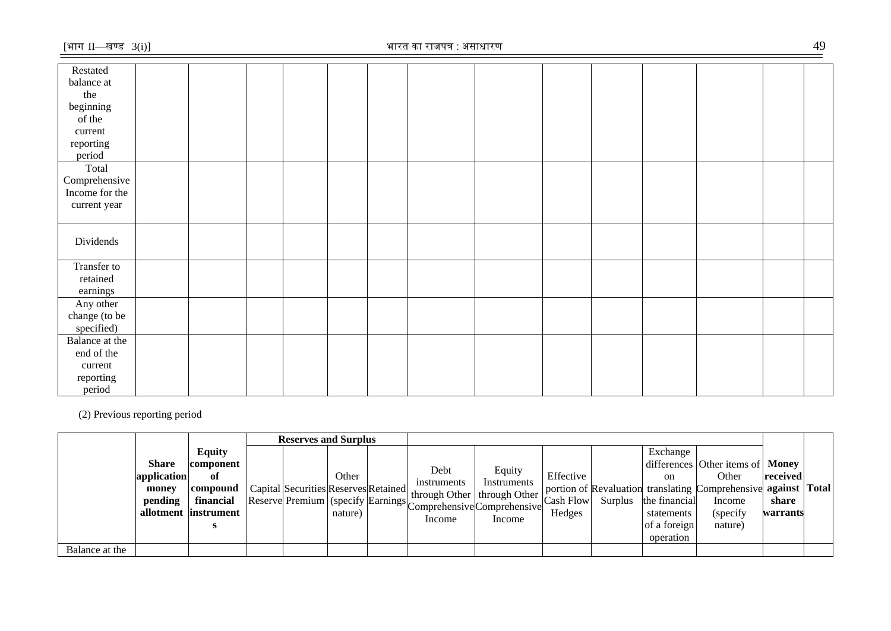| Restated balance at the beginning of the current reporting period | | | | | | | | | | | | | | |
|---|---|---|---|---|---|---|---|---|---|---|---|---|---|---|
| Total Comprehensive Income for the current year | | | | | | | | | | | | | | |
| Dividends | | | | | | | | | | | | | | |
| Transfer to retained earnings | | | | | | | | | | | | | | |
| Any other change (to be specified) | | | | | | | | | | | | | | |
| Balance at the end of the current reporting period | | | | | | | | | | | | | | |

(2) Previous reporting period

| | **Share application money pending allotment** | **Equity component of compound financial instruments** | **Reserves and Surplus** | | | | | | | | | | | |
|---|---|---|---|---|---|---|---|---|---|---|---|---|---|---|
| | | | Capital Reserve | Securities Premium | Other Reserves (specify nature) | Retained Earnings | Debt instruments through Other Comprehensive Income | Equity Instruments through Other Comprehensive Income | Effective portion of Cash Flow Hedges | Revaluation Surplus | Exchange differences on translating the financial statements of a foreign operation | Other items of Other Comprehensive Income (specify nature) | **Money received against share warrants** | **Total** |
| Balance at the | | | | | | | | | | | | | | |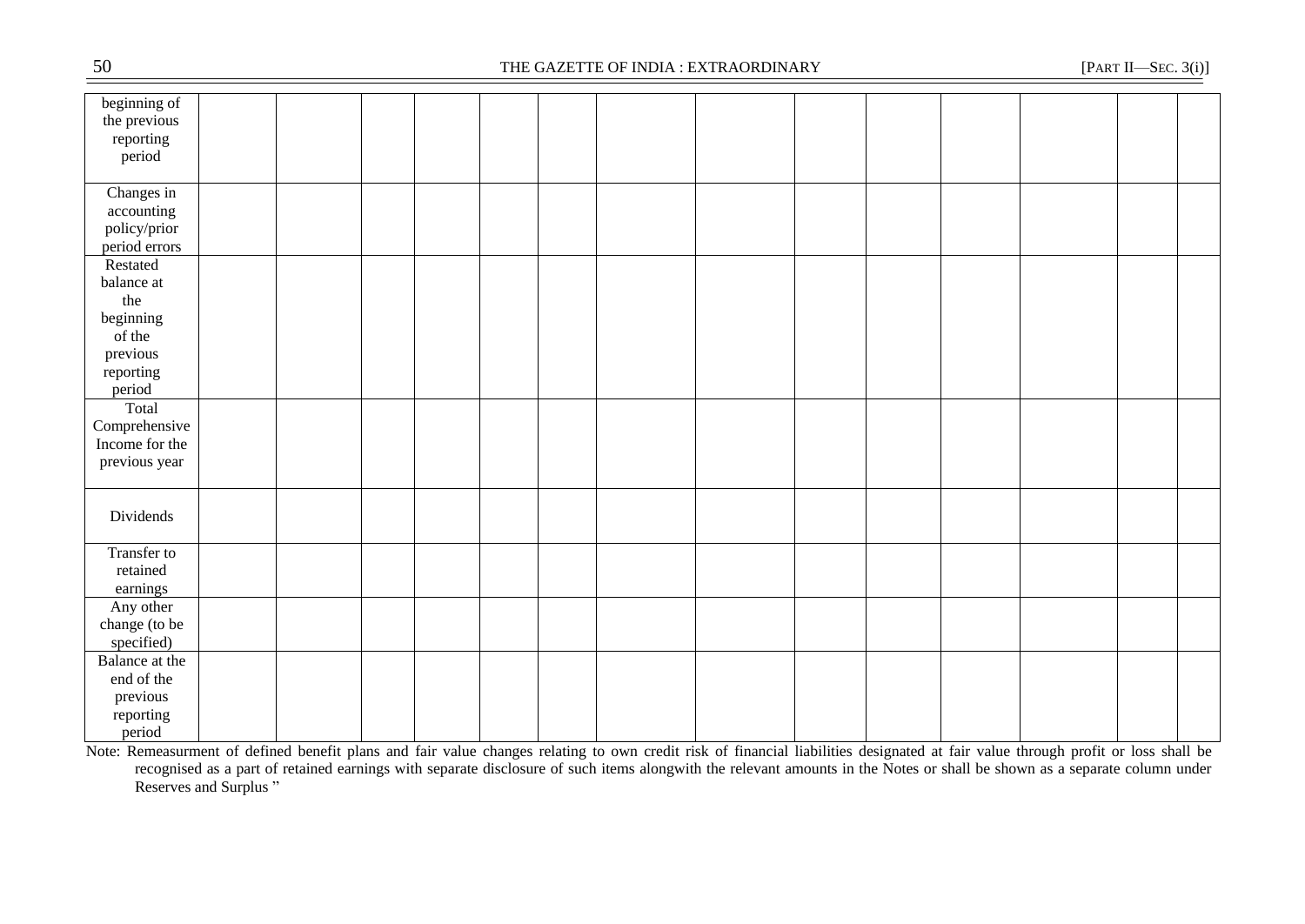| | | | | | | | | | | | | | | |
|---|---|---|---|---|---|---|---|---|---|---|---|---|---|---|
| beginning of the previous reporting period | | | | | | | | | | | | | | |
| Changes in accounting policy/prior period errors | | | | | | | | | | | | | | |
| Restated balance at the beginning of the previous reporting period | | | | | | | | | | | | | | |
| Total Comprehensive Income for the previous year | | | | | | | | | | | | | | |
| Dividends | | | | | | | | | | | | | | |
| Transfer to retained earnings | | | | | | | | | | | | | | |
| Any other change (to be specified) | | | | | | | | | | | | | | |
| Balance at the end of the previous reporting period | | | | | | | | | | | | | | |

Note: Remeasurment of defined benefit plans and fair value changes relating to own credit risk of financial liabilities designated at fair value through profit or loss shall be recognised as a part of retained earnings with separate disclosure of such items alongwith the relevant amounts in the Notes or shall be shown as a separate column under Reserves and Surplus "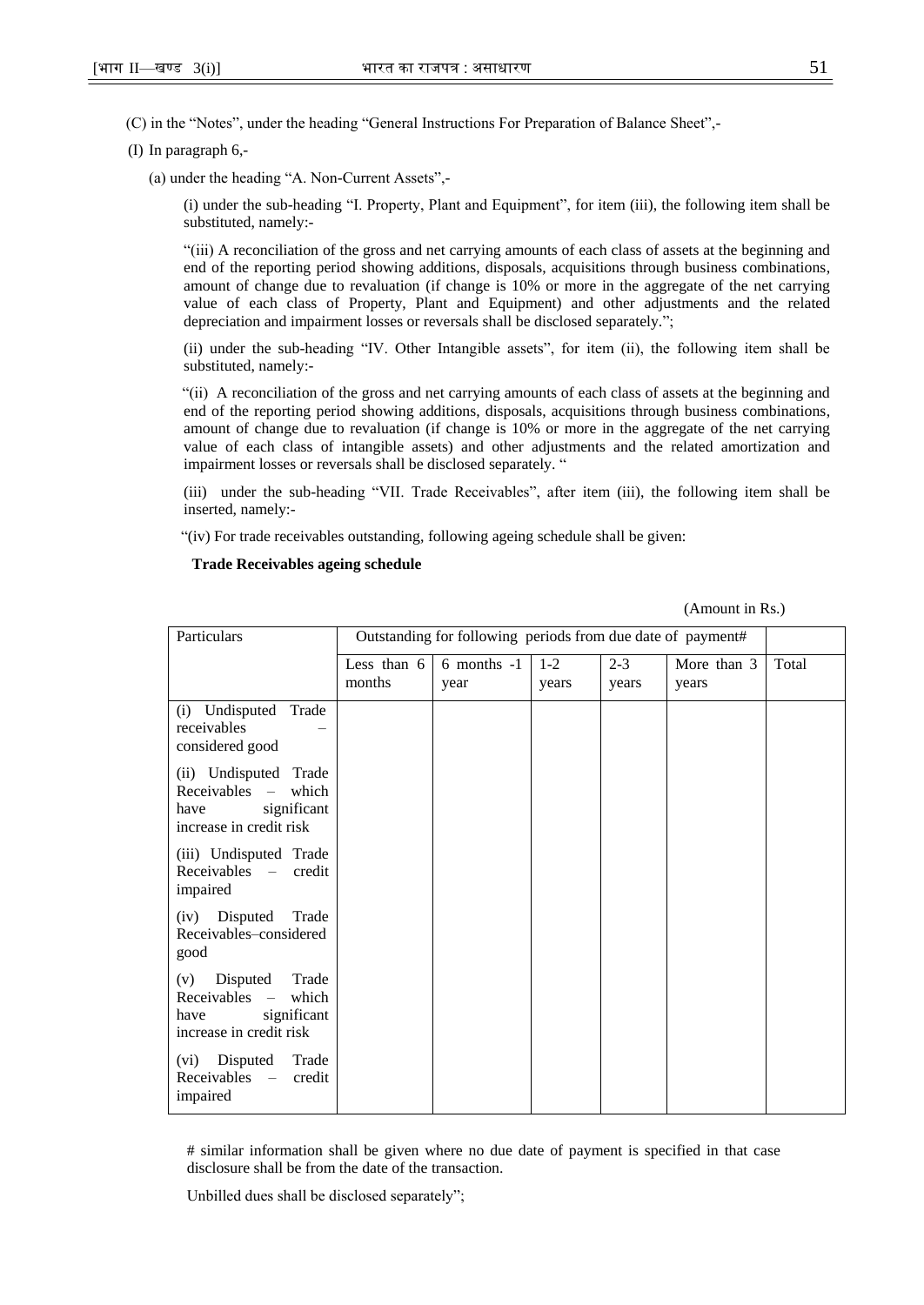(C) in the "Notes", under the heading "General Instructions For Preparation of Balance Sheet",-

(I) In paragraph 6,-

(a) under the heading "A. Non-Current Assets",-

(i) under the sub-heading "I. Property, Plant and Equipment", for item (iii), the following item shall be substituted, namely:-

"(iii) A reconciliation of the gross and net carrying amounts of each class of assets at the beginning and end of the reporting period showing additions, disposals, acquisitions through business combinations, amount of change due to revaluation (if change is 10% or more in the aggregate of the net carrying value of each class of Property, Plant and Equipment) and other adjustments and the related depreciation and impairment losses or reversals shall be disclosed separately.";

(ii) under the sub-heading "IV. Other Intangible assets", for item (ii), the following item shall be substituted, namely:-

"(ii) A reconciliation of the gross and net carrying amounts of each class of assets at the beginning and end of the reporting period showing additions, disposals, acquisitions through business combinations, amount of change due to revaluation (if change is 10% or more in the aggregate of the net carrying value of each class of intangible assets) and other adjustments and the related amortization and impairment losses or reversals shall be disclosed separately. "

(iii) under the sub-heading "VII. Trade Receivables", after item (iii), the following item shall be inserted, namely:-

"(iv) For trade receivables outstanding, following ageing schedule shall be given:

**Trade Receivables ageing schedule**

(Amount in Rs.)

| Particulars | Outstanding for following periods from due date of payment# | | | | | |
|---|---|---|---|---|---|---|
| | Less than 6 months | 6 months -1 year | 1-2 years | 2-3 years | More than 3 years | Total |
| (i) Undisputed Trade receivables – considered good | | | | | | |
| (ii) Undisputed Trade Receivables – which have significant increase in credit risk | | | | | | |
| (iii) Undisputed Trade Receivables – credit impaired | | | | | | |
| (iv) Disputed Trade Receivables–considered good | | | | | | |
| (v) Disputed Trade Receivables – which have significant increase in credit risk | | | | | | |
| (vi) Disputed Trade Receivables – credit impaired | | | | | | |

# similar information shall be given where no due date of payment is specified in that case disclosure shall be from the date of the transaction.

Unbilled dues shall be disclosed separately";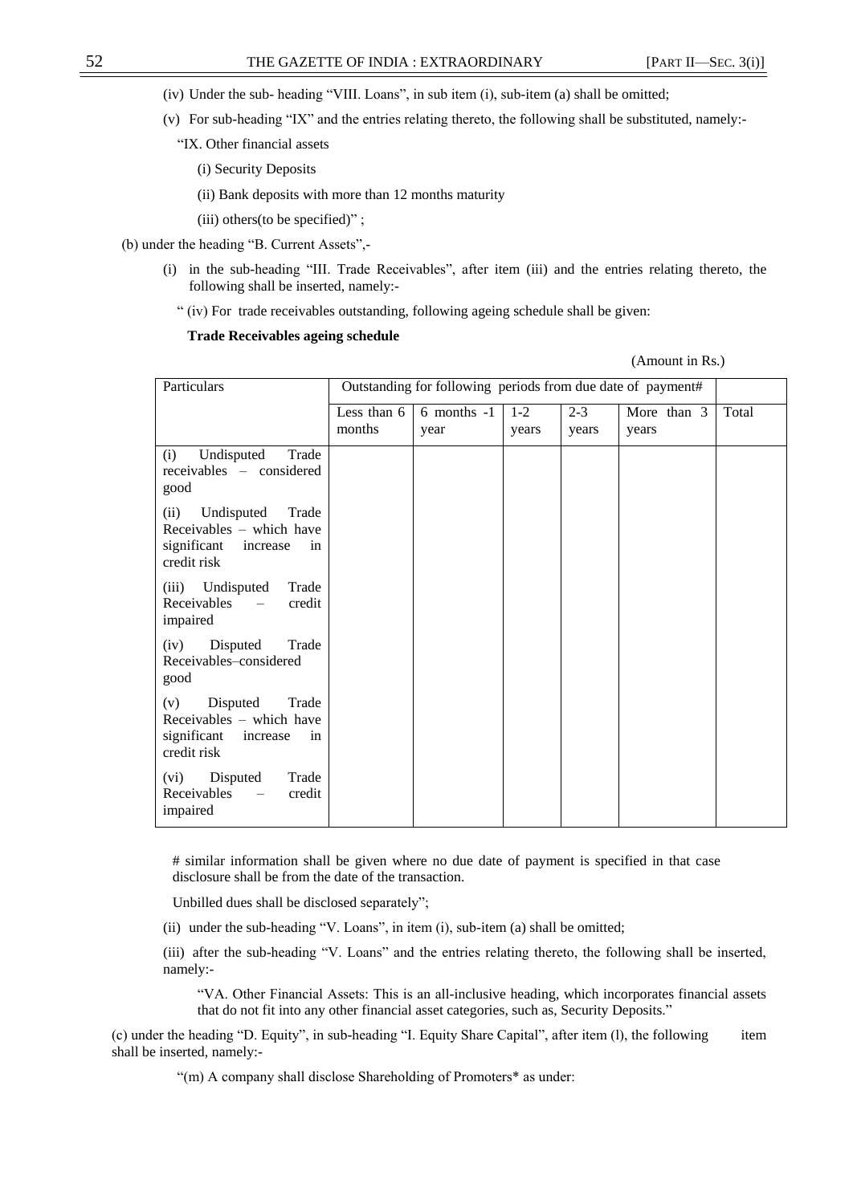(iv) Under the sub- heading "VIII. Loans", in sub item (i), sub-item (a) shall be omitted;

(v) For sub-heading "IX" and the entries relating thereto, the following shall be substituted, namely:-

"IX. Other financial assets

(i) Security Deposits

(ii) Bank deposits with more than 12 months maturity

(iii) others(to be specified)" ;

(b) under the heading "B. Current Assets",-

(i) in the sub-heading "III. Trade Receivables", after item (iii) and the entries relating thereto, the following shall be inserted, namely:-

" (iv) For trade receivables outstanding, following ageing schedule shall be given:

**Trade Receivables ageing schedule**

(Amount in Rs.)

| Particulars | Outstanding for following periods from due date of payment# | | | | | |
|---|---|---|---|---|---|---|
| | Less than 6 months | 6 months -1 year | 1-2 years | 2-3 years | More than 3 years | Total |
| (i) Undisputed Trade receivables – considered good | | | | | | |
| (ii) Undisputed Trade Receivables – which have significant increase in credit risk | | | | | | |
| (iii) Undisputed Trade Receivables – credit impaired | | | | | | |
| (iv) Disputed Trade Receivables–considered good | | | | | | |
| (v) Disputed Trade Receivables – which have significant increase in credit risk | | | | | | |
| (vi) Disputed Trade Receivables – credit impaired | | | | | | |

# similar information shall be given where no due date of payment is specified in that case disclosure shall be from the date of the transaction.

Unbilled dues shall be disclosed separately";

(ii) under the sub-heading "V. Loans", in item (i), sub-item (a) shall be omitted;

(iii) after the sub-heading "V. Loans" and the entries relating thereto, the following shall be inserted, namely:-

"VA. Other Financial Assets: This is an all-inclusive heading, which incorporates financial assets that do not fit into any other financial asset categories, such as, Security Deposits."

(c) under the heading "D. Equity", in sub-heading "I. Equity Share Capital", after item (l), the following item shall be inserted, namely:-

"(m) A company shall disclose Shareholding of Promoters* as under: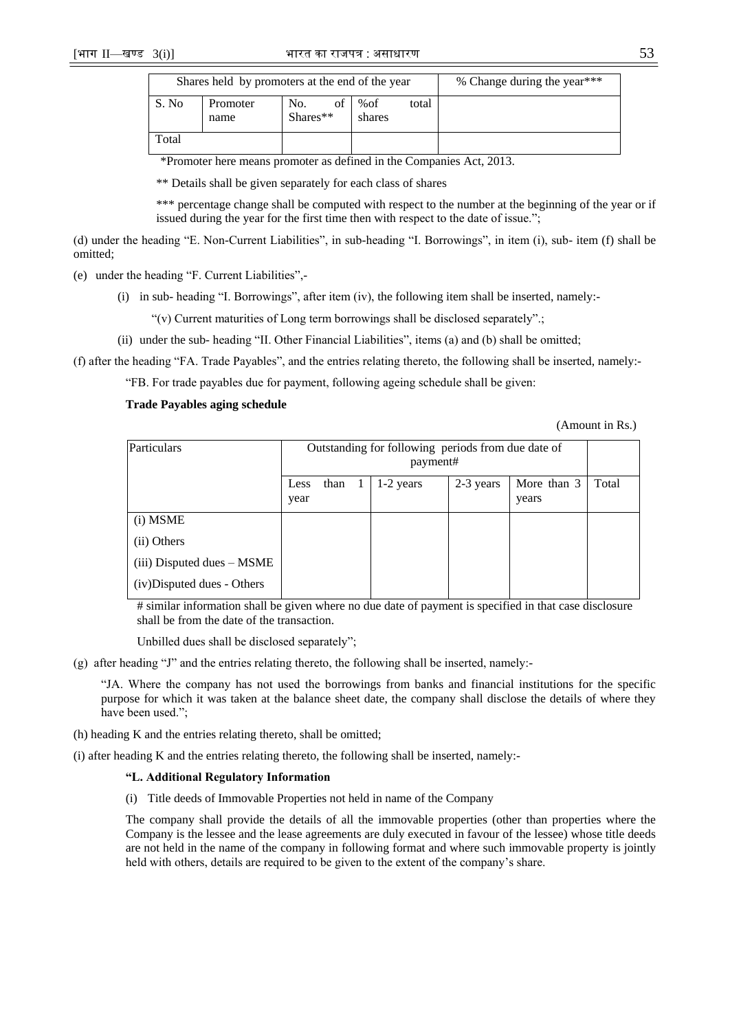| Shares held by promoters at the end of the year | | | | % Change during the year*** |
|---|---|---|---|---|
| S. No | Promoter name | No. of Shares** | %of total shares | |
| Total | | | | |

*Promoter here means promoter as defined in the Companies Act, 2013.

** Details shall be given separately for each class of shares

*** percentage change shall be computed with respect to the number at the beginning of the year or if issued during the year for the first time then with respect to the date of issue.";

(d) under the heading "E. Non-Current Liabilities", in sub-heading "I. Borrowings", in item (i), sub- item (f) shall be omitted;

(e) under the heading "F. Current Liabilities",-

(i) in sub- heading "I. Borrowings", after item (iv), the following item shall be inserted, namely:-

"(v) Current maturities of Long term borrowings shall be disclosed separately".;

(ii) under the sub- heading "II. Other Financial Liabilities", items (a) and (b) shall be omitted;

(f) after the heading "FA. Trade Payables", and the entries relating thereto, the following shall be inserted, namely:-

"FB. For trade payables due for payment, following ageing schedule shall be given:

**Trade Payables aging schedule**

(Amount in Rs.)

| Particulars | Outstanding for following periods from due date of payment# | | | | |
|---|---|---|---|---|---|
| | Less than 1 year | 1-2 years | 2-3 years | More than 3 years | Total |
| (i) MSME | | | | | |
| (ii) Others | | | | | |
| (iii) Disputed dues – MSME | | | | | |
| (iv)Disputed dues - Others | | | | | |

# similar information shall be given where no due date of payment is specified in that case disclosure shall be from the date of the transaction.

Unbilled dues shall be disclosed separately";

(g) after heading "J" and the entries relating thereto, the following shall be inserted, namely:-

"JA. Where the company has not used the borrowings from banks and financial institutions for the specific purpose for which it was taken at the balance sheet date, the company shall disclose the details of where they have been used.";

(h) heading K and the entries relating thereto, shall be omitted;

(i) after heading K and the entries relating thereto, the following shall be inserted, namely:-

**"L. Additional Regulatory Information**

(i) Title deeds of Immovable Properties not held in name of the Company

The company shall provide the details of all the immovable properties (other than properties where the Company is the lessee and the lease agreements are duly executed in favour of the lessee) whose title deeds are not held in the name of the company in following format and where such immovable property is jointly held with others, details are required to be given to the extent of the company's share.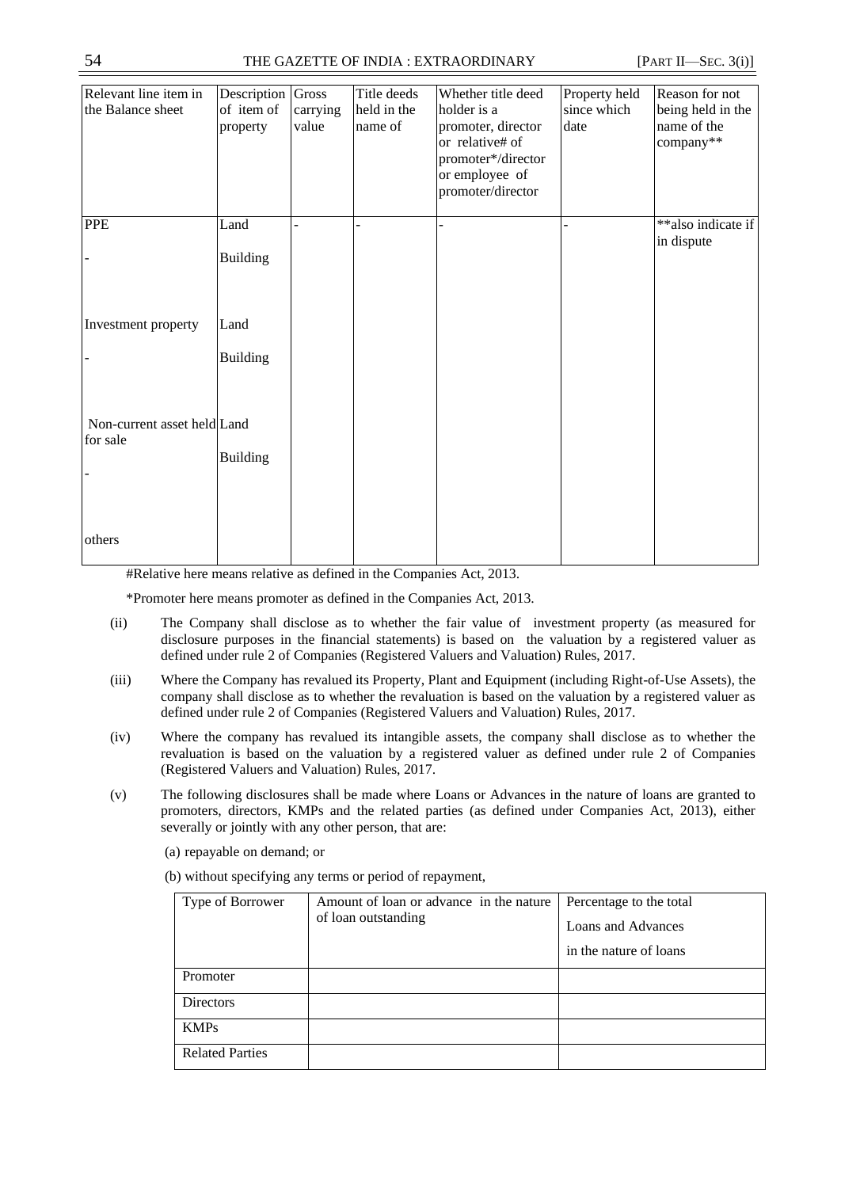| Relevant line item in the Balance sheet | Description of item of property | Gross carrying value | Title deeds held in the name of | Whether title deed holder is a promoter, director or relative# of promoter*/director or employee of promoter/director | Property held since which date | Reason for not being held in the name of the company** |
|---|---|---|---|---|---|---|
| PPE | Land | - | - | - | - | **also indicate if in dispute |
| - | Building | | | | | |
| Investment property | Land | | | | | |
| - | Building | | | | | |
| Non-current asset held for sale | Land | | | | | |
| - | Building | | | | | |
| others | | | | | | |

#Relative here means relative as defined in the Companies Act, 2013.

*Promoter here means promoter as defined in the Companies Act, 2013.

(ii) The Company shall disclose as to whether the fair value of investment property (as measured for disclosure purposes in the financial statements) is based on the valuation by a registered valuer as defined under rule 2 of Companies (Registered Valuers and Valuation) Rules, 2017.

(iii) Where the Company has revalued its Property, Plant and Equipment (including Right-of-Use Assets), the company shall disclose as to whether the revaluation is based on the valuation by a registered valuer as defined under rule 2 of Companies (Registered Valuers and Valuation) Rules, 2017.

(iv) Where the company has revalued its intangible assets, the company shall disclose as to whether the revaluation is based on the valuation by a registered valuer as defined under rule 2 of Companies (Registered Valuers and Valuation) Rules, 2017.

(v) The following disclosures shall be made where Loans or Advances in the nature of loans are granted to promoters, directors, KMPs and the related parties (as defined under Companies Act, 2013), either severally or jointly with any other person, that are:

(a) repayable on demand; or

(b) without specifying any terms or period of repayment,

| Type of Borrower | Amount of loan or advance in the nature of loan outstanding | Percentage to the total Loans and Advances in the nature of loans |
|---|---|---|
| Promoter | | |
| Directors | | |
| KMPs | | |
| Related Parties | | |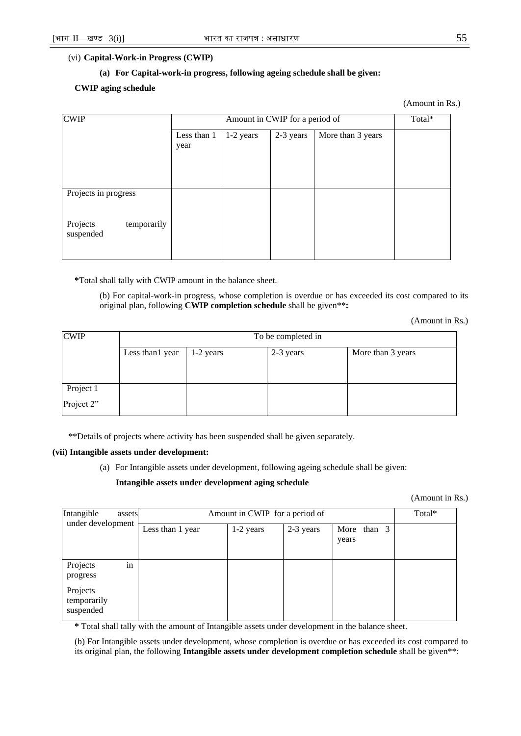(vi) **Capital-Work-in Progress (CWIP)**

**(a) For Capital-work-in progress, following ageing schedule shall be given:**

**CWIP aging schedule**

(Amount in Rs.)

| CWIP | Amount in CWIP for a period of | | | | Total* |
|---|---|---|---|---|---|
| | Less than 1 year | 1-2 years | 2-3 years | More than 3 years | |
| Projects in progress<br><br>Projects temporarily suspended | | | | | |

**\***Total shall tally with CWIP amount in the balance sheet.

(b) For capital-work-in progress, whose completion is overdue or has exceeded its cost compared to its original plan, following **CWIP completion schedule** shall be given**\*\*:**

(Amount in Rs.)

| CWIP | To be completed in | | | |
|---|---|---|---|---|
| | Less than1 year | 1-2 years | 2-3 years | More than 3 years |
| Project 1<br>Project 2" | | | | |

**Details of projects where activity has been suspended shall be given separately.

**(vii) Intangible assets under development:**

(a) For Intangible assets under development, following ageing schedule shall be given:

**Intangible assets under development aging schedule**

(Amount in Rs.)

| Intangible assets under development | Amount in CWIP for a period of | | | | Total* |
|---|---|---|---|---|---|
| | Less than 1 year | 1-2 years | 2-3 years | More than 3 years | |
| Projects in progress<br>Projects temporarily suspended | | | | | |

**\*** Total shall tally with the amount of Intangible assets under development in the balance sheet.

(b) For Intangible assets under development, whose completion is overdue or has exceeded its cost compared to its original plan, the following **Intangible assets under development completion schedule** shall be given**: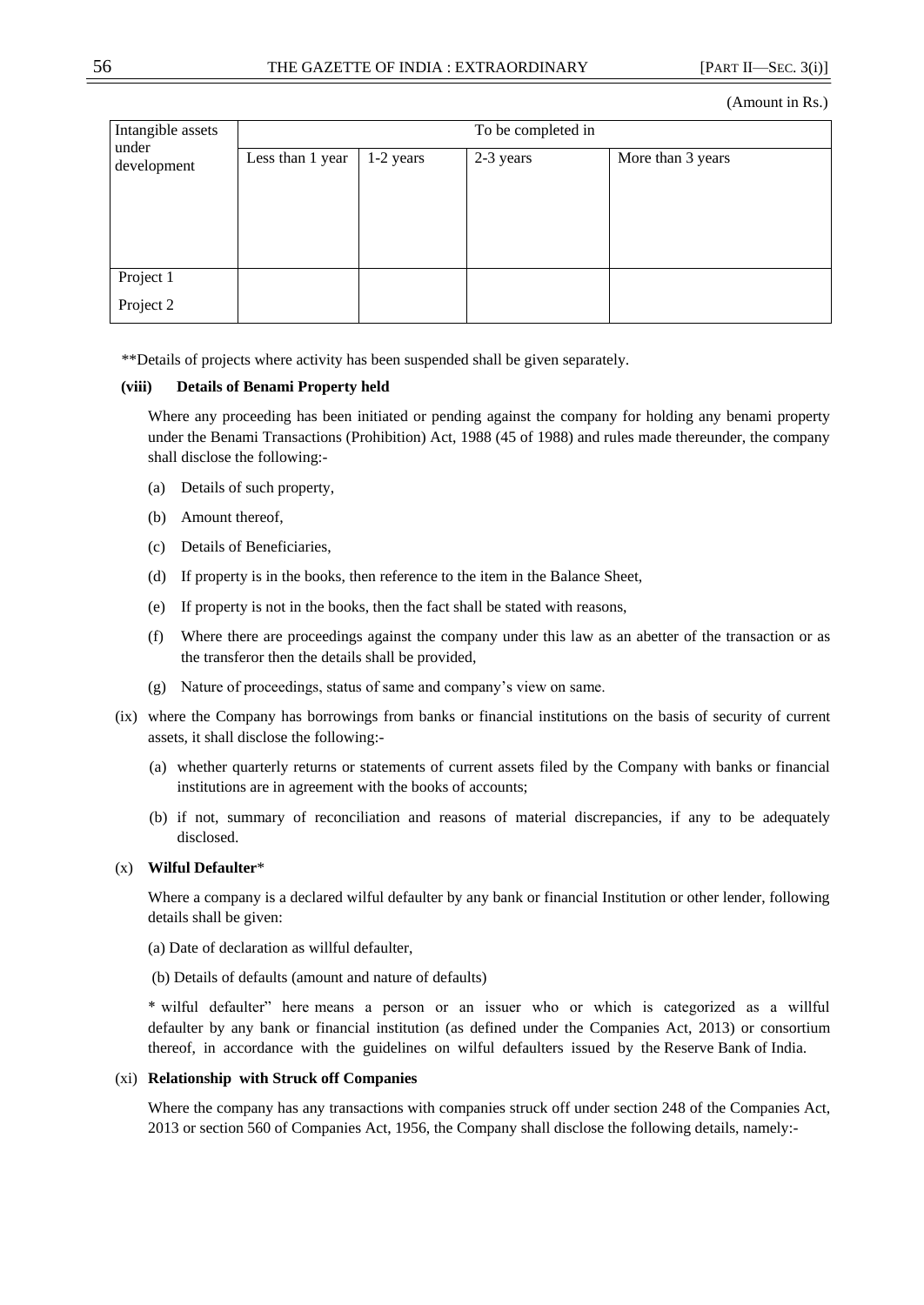(Amount in Rs.)

| Intangible assets under development | To be completed in | | | |
|---|---|---|---|---|
| | Less than 1 year | 1-2 years | 2-3 years | More than 3 years |
| Project 1 | | | | |
| Project 2 | | | | |

**Details of projects where activity has been suspended shall be given separately.

**(viii) Details of Benami Property held**

Where any proceeding has been initiated or pending against the company for holding any benami property under the Benami Transactions (Prohibition) Act, 1988 (45 of 1988) and rules made thereunder, the company shall disclose the following:-

(a) Details of such property,

(b) Amount thereof,

(c) Details of Beneficiaries,

(d) If property is in the books, then reference to the item in the Balance Sheet,

(e) If property is not in the books, then the fact shall be stated with reasons,

(f) Where there are proceedings against the company under this law as an abetter of the transaction or as the transferor then the details shall be provided,

(g) Nature of proceedings, status of same and company's view on same.

(ix) where the Company has borrowings from banks or financial institutions on the basis of security of current assets, it shall disclose the following:-

(a) whether quarterly returns or statements of current assets filed by the Company with banks or financial institutions are in agreement with the books of accounts;

(b) if not, summary of reconciliation and reasons of material discrepancies, if any to be adequately disclosed.

(x) **Wilful Defaulter***

Where a company is a declared wilful defaulter by any bank or financial Institution or other lender, following details shall be given:

(a) Date of declaration as willful defaulter,

(b) Details of defaults (amount and nature of defaults)

* wilful defaulter" here means a person or an issuer who or which is categorized as a willful defaulter by any bank or financial institution (as defined under the Companies Act, 2013) or consortium thereof, in accordance with the guidelines on wilful defaulters issued by the Reserve Bank of India.

(xi) **Relationship with Struck off Companies**

Where the company has any transactions with companies struck off under section 248 of the Companies Act, 2013 or section 560 of Companies Act, 1956, the Company shall disclose the following details, namely:-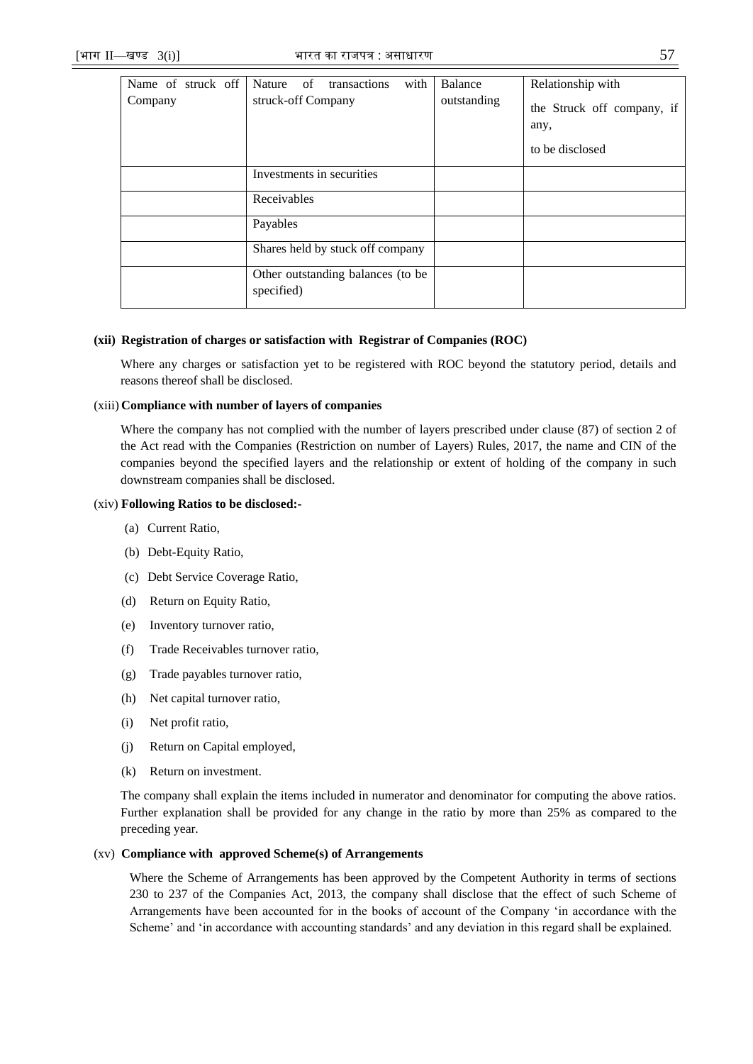| Name of struck off Company | Nature of transactions with struck-off Company | Balance outstanding | Relationship with the Struck off company, if any, to be disclosed |
|---|---|---|---|
| | Investments in securities | | |
| | Receivables | | |
| | Payables | | |
| | Shares held by stuck off company | | |
| | Other outstanding balances (to be specified) | | |

**(xii) Registration of charges or satisfaction with Registrar of Companies (ROC)**

Where any charges or satisfaction yet to be registered with ROC beyond the statutory period, details and reasons thereof shall be disclosed.

(xiii) **Compliance with number of layers of companies**

Where the company has not complied with the number of layers prescribed under clause (87) of section 2 of the Act read with the Companies (Restriction on number of Layers) Rules, 2017, the name and CIN of the companies beyond the specified layers and the relationship or extent of holding of the company in such downstream companies shall be disclosed.

(xiv) **Following Ratios to be disclosed:-**

(a) Current Ratio,

(b) Debt-Equity Ratio,

(c) Debt Service Coverage Ratio,

(d) Return on Equity Ratio,

(e) Inventory turnover ratio,

(f) Trade Receivables turnover ratio,

(g) Trade payables turnover ratio,

(h) Net capital turnover ratio,

(i) Net profit ratio,

(j) Return on Capital employed,

(k) Return on investment.

The company shall explain the items included in numerator and denominator for computing the above ratios. Further explanation shall be provided for any change in the ratio by more than 25% as compared to the preceding year.

(xv) **Compliance with approved Scheme(s) of Arrangements**

Where the Scheme of Arrangements has been approved by the Competent Authority in terms of sections 230 to 237 of the Companies Act, 2013, the company shall disclose that the effect of such Scheme of Arrangements have been accounted for in the books of account of the Company 'in accordance with the Scheme' and 'in accordance with accounting standards' and any deviation in this regard shall be explained.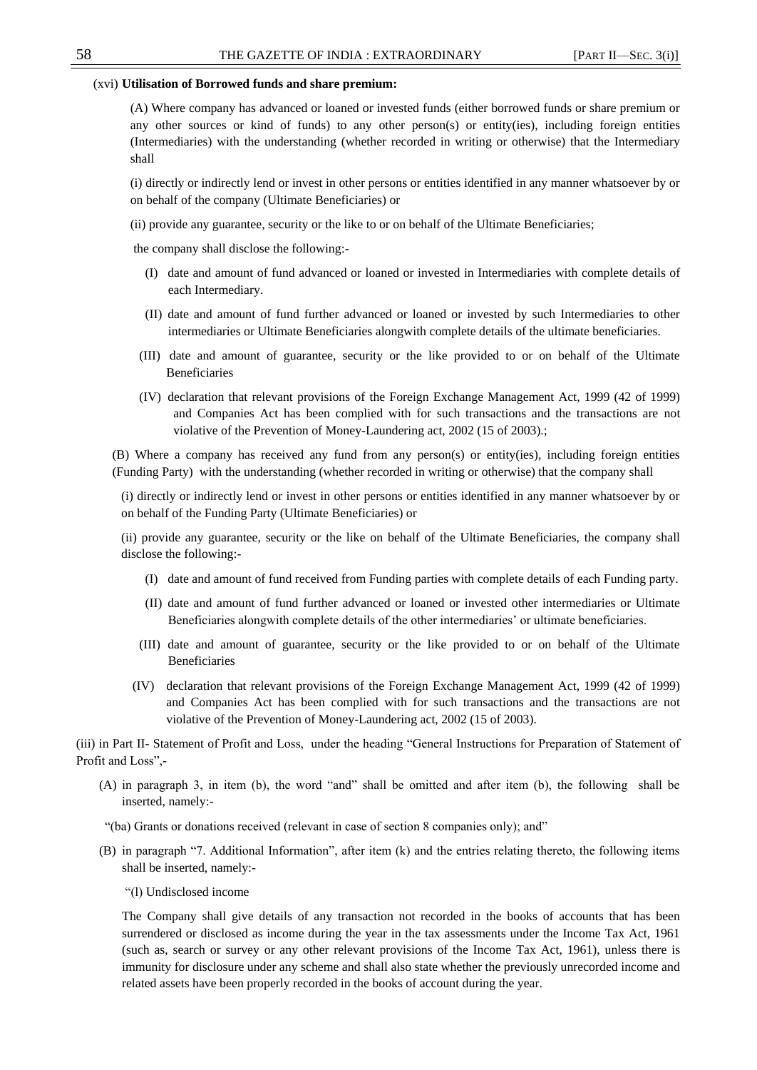(xvi) **Utilisation of Borrowed funds and share premium:**

(A) Where company has advanced or loaned or invested funds (either borrowed funds or share premium or any other sources or kind of funds) to any other person(s) or entity(ies), including foreign entities (Intermediaries) with the understanding (whether recorded in writing or otherwise) that the Intermediary shall

(i) directly or indirectly lend or invest in other persons or entities identified in any manner whatsoever by or on behalf of the company (Ultimate Beneficiaries) or

(ii) provide any guarantee, security or the like to or on behalf of the Ultimate Beneficiaries;

the company shall disclose the following:-

(I) date and amount of fund advanced or loaned or invested in Intermediaries with complete details of each Intermediary.

(II) date and amount of fund further advanced or loaned or invested by such Intermediaries to other intermediaries or Ultimate Beneficiaries alongwith complete details of the ultimate beneficiaries.

(III) date and amount of guarantee, security or the like provided to or on behalf of the Ultimate Beneficiaries

(IV) declaration that relevant provisions of the Foreign Exchange Management Act, 1999 (42 of 1999) and Companies Act has been complied with for such transactions and the transactions are not violative of the Prevention of Money-Laundering act, 2002 (15 of 2003).;

(B) Where a company has received any fund from any person(s) or entity(ies), including foreign entities (Funding Party) with the understanding (whether recorded in writing or otherwise) that the company shall

(i) directly or indirectly lend or invest in other persons or entities identified in any manner whatsoever by or on behalf of the Funding Party (Ultimate Beneficiaries) or

(ii) provide any guarantee, security or the like on behalf of the Ultimate Beneficiaries, the company shall disclose the following:-

(I) date and amount of fund received from Funding parties with complete details of each Funding party.

(II) date and amount of fund further advanced or loaned or invested other intermediaries or Ultimate Beneficiaries alongwith complete details of the other intermediaries' or ultimate beneficiaries.

(III) date and amount of guarantee, security or the like provided to or on behalf of the Ultimate Beneficiaries

(IV) declaration that relevant provisions of the Foreign Exchange Management Act, 1999 (42 of 1999) and Companies Act has been complied with for such transactions and the transactions are not violative of the Prevention of Money-Laundering act, 2002 (15 of 2003).

(iii) in Part II- Statement of Profit and Loss, under the heading "General Instructions for Preparation of Statement of Profit and Loss",-

(A) in paragraph 3, in item (b), the word "and" shall be omitted and after item (b), the following shall be inserted, namely:-

"(ba) Grants or donations received (relevant in case of section 8 companies only); and"

(B) in paragraph "7. Additional Information", after item (k) and the entries relating thereto, the following items shall be inserted, namely:-

"(l) Undisclosed income

The Company shall give details of any transaction not recorded in the books of accounts that has been surrendered or disclosed as income during the year in the tax assessments under the Income Tax Act, 1961 (such as, search or survey or any other relevant provisions of the Income Tax Act, 1961), unless there is immunity for disclosure under any scheme and shall also state whether the previously unrecorded income and related assets have been properly recorded in the books of account during the year.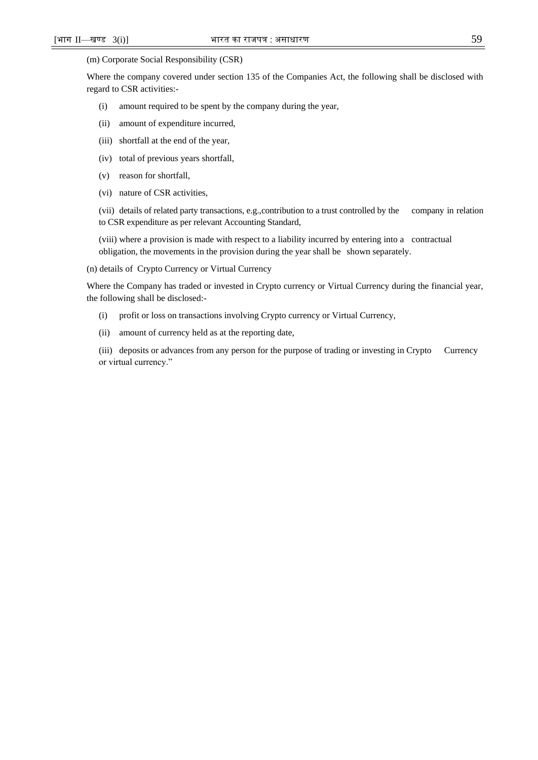(m) Corporate Social Responsibility (CSR)

Where the company covered under section 135 of the Companies Act, the following shall be disclosed with regard to CSR activities:-

(i) amount required to be spent by the company during the year,

(ii) amount of expenditure incurred,

(iii) shortfall at the end of the year,

(iv) total of previous years shortfall,

(v) reason for shortfall,

(vi) nature of CSR activities,

(vii) details of related party transactions, e.g.,contribution to a trust controlled by the company in relation to CSR expenditure as per relevant Accounting Standard,

(viii) where a provision is made with respect to a liability incurred by entering into a contractual obligation, the movements in the provision during the year shall be shown separately.

(n) details of Crypto Currency or Virtual Currency

Where the Company has traded or invested in Crypto currency or Virtual Currency during the financial year, the following shall be disclosed:-

(i) profit or loss on transactions involving Crypto currency or Virtual Currency,

(ii) amount of currency held as at the reporting date,

(iii) deposits or advances from any person for the purpose of trading or investing in Crypto Currency or virtual currency."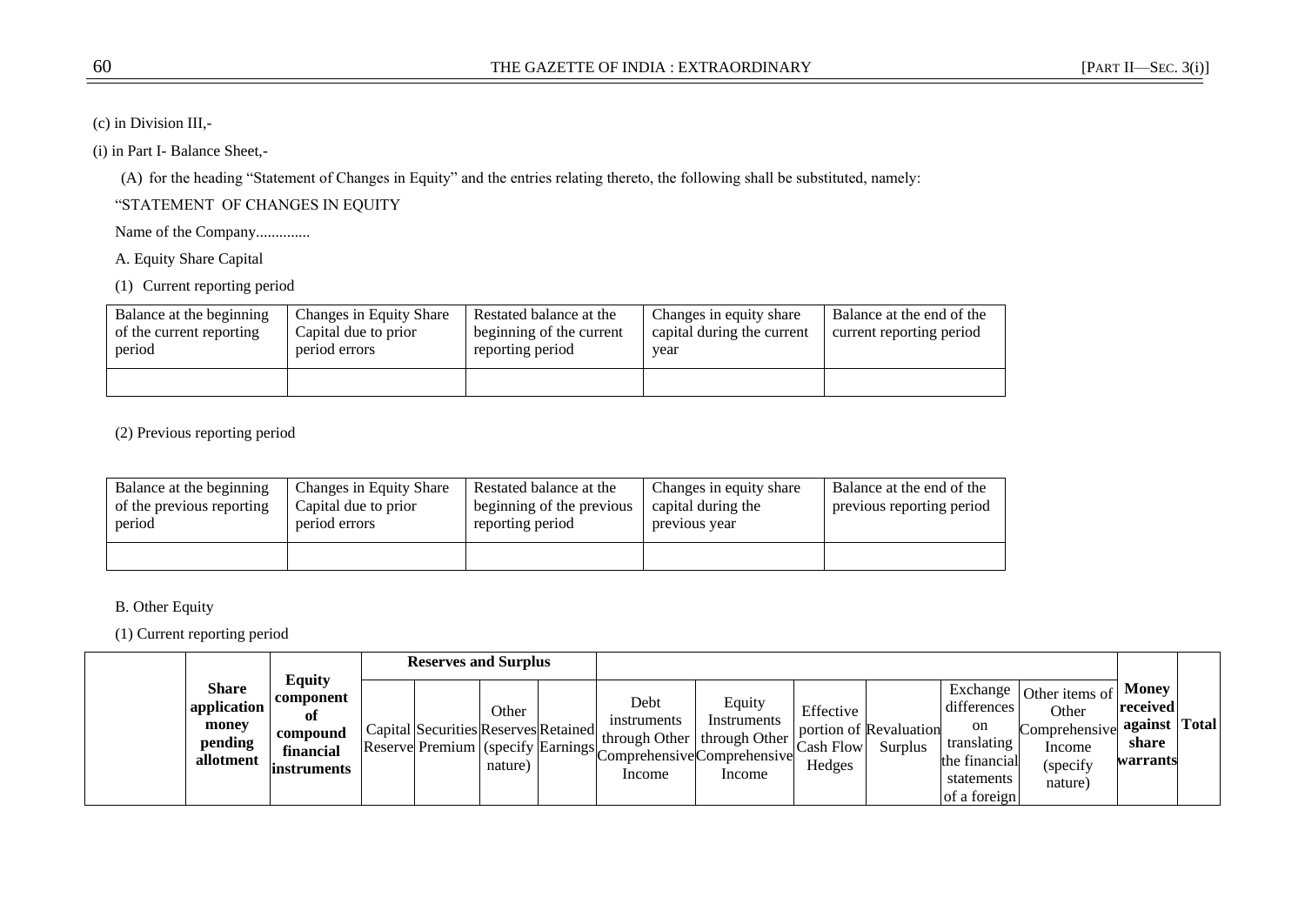(c) in Division III,-

(i) in Part I- Balance Sheet,-

(A) for the heading "Statement of Changes in Equity" and the entries relating thereto, the following shall be substituted, namely:

"STATEMENT OF CHANGES IN EQUITY

Name of the Company.............

A. Equity Share Capital

(1) Current reporting period

| Balance at the beginning of the current reporting period | Changes in Equity Share Capital due to prior period errors | Restated balance at the beginning of the current reporting period | Changes in equity share capital during the current year | Balance at the end of the current reporting period |
|---|---|---|---|---|
| | | | | |

(2) Previous reporting period

| Balance at the beginning of the previous reporting period | Changes in Equity Share Capital due to prior period errors | Restated balance at the beginning of the previous reporting period | Changes in equity share capital during the previous year | Balance at the end of the previous reporting period |
|---|---|---|---|---|
| | | | | |

B. Other Equity

(1) Current reporting period

| | **Share application money pending allotment** | **Equity component of compound financial instruments** | **Reserves and Surplus** | | | | | | | | | | **Money received against share warrants** | **Total** |
|---|---|---|---|---|---|---|---|---|---|---|---|---|---|---|
| | | | Capital Reserve | Securities Premium | Other Reserves (specify nature) | Retained Earnings | Debt instruments through Other Comprehensive Income | Equity Instruments through Other Comprehensive Income | Effective portion of Cash Flow Hedges | Revaluation Surplus | Exchange differences on translating the financial statements of a foreign | Other items of Other Comprehensive Income (specify nature) | | |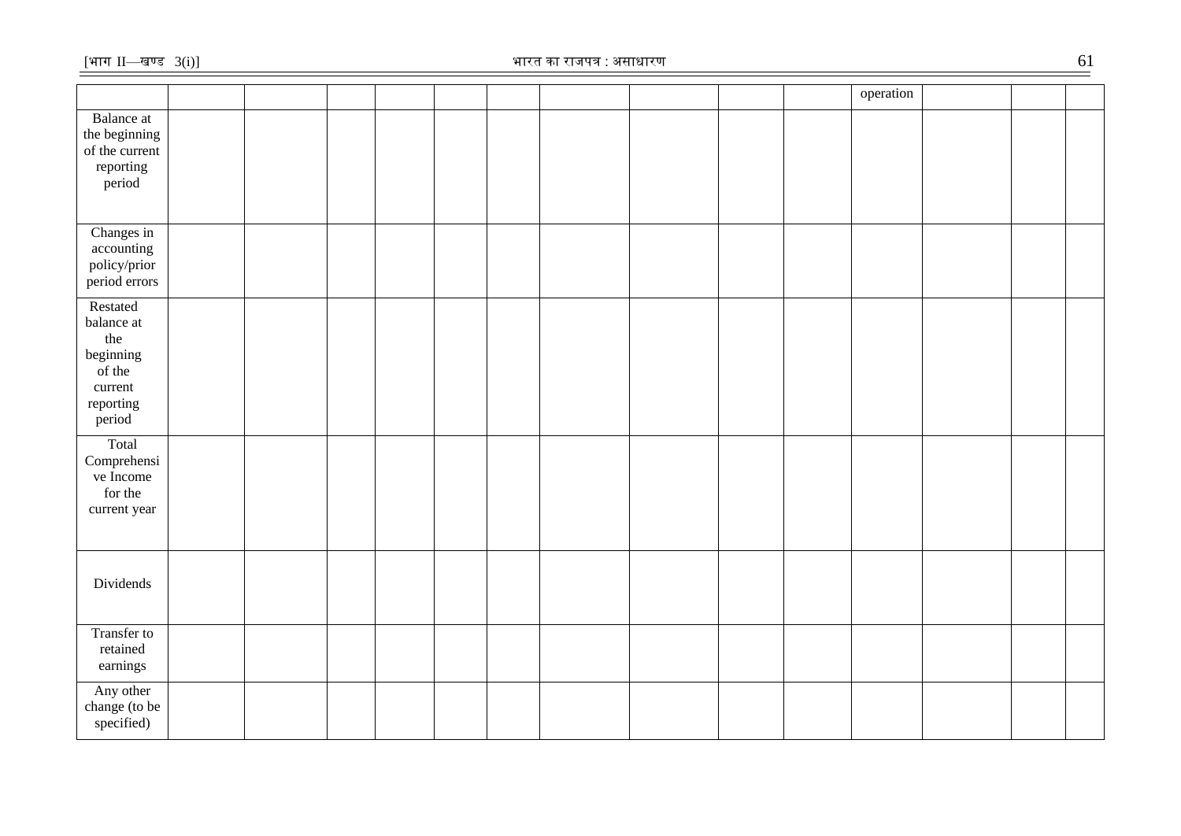| | | | | | | | | | | | operation | | | |
|---|---|---|---|---|---|---|---|---|---|---|---|---|---|---|
| Balance at the beginning of the current reporting period | | | | | | | | | | | | | | |
| Changes in accounting policy/prior period errors | | | | | | | | | | | | | | |
| Restated balance at the beginning of the current reporting period | | | | | | | | | | | | | | |
| Total Comprehensive Income for the current year | | | | | | | | | | | | | | |
| Dividends | | | | | | | | | | | | | | |
| Transfer to retained earnings | | | | | | | | | | | | | | |
| Any other change (to be specified) | | | | | | | | | | | | | | |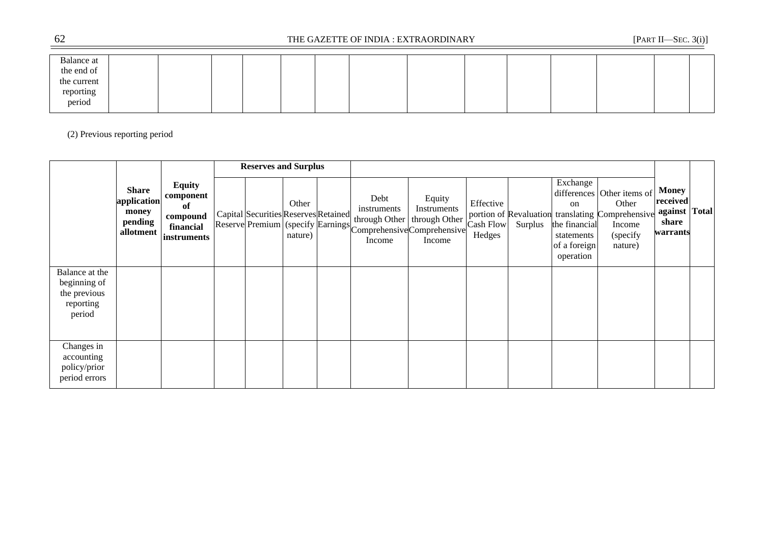| Balance at the end of the current reporting period | | | | | | | | | | | | | | |
|---|---|---|---|---|---|---|---|---|---|---|---|---|---|---|

(2) Previous reporting period

| | **Share application money pending allotment** | **Equity component of compound financial instruments** | **Reserves and Surplus** | | | | | | | | | | **Money received against share warrants** | **Total** |
|---|---|---|---|---|---|---|---|---|---|---|---|---|---|---|
| | | | Capital Reserve | Securities Premium | Other Reserves (specify nature) | Retained Earnings | Debt instruments through Other Comprehensive Income | Equity Instruments through Other Comprehensive Income | Effective portion of Cash Flow Hedges | Revaluation Surplus | Exchange differences on translating the financial statements of a foreign operation | Other items of Other Comprehensive Income (specify nature) | | |
| Balance at the beginning of the previous reporting period | | | | | | | | | | | | | | |
| Changes in accounting policy/prior period errors | | | | | | | | | | | | | | |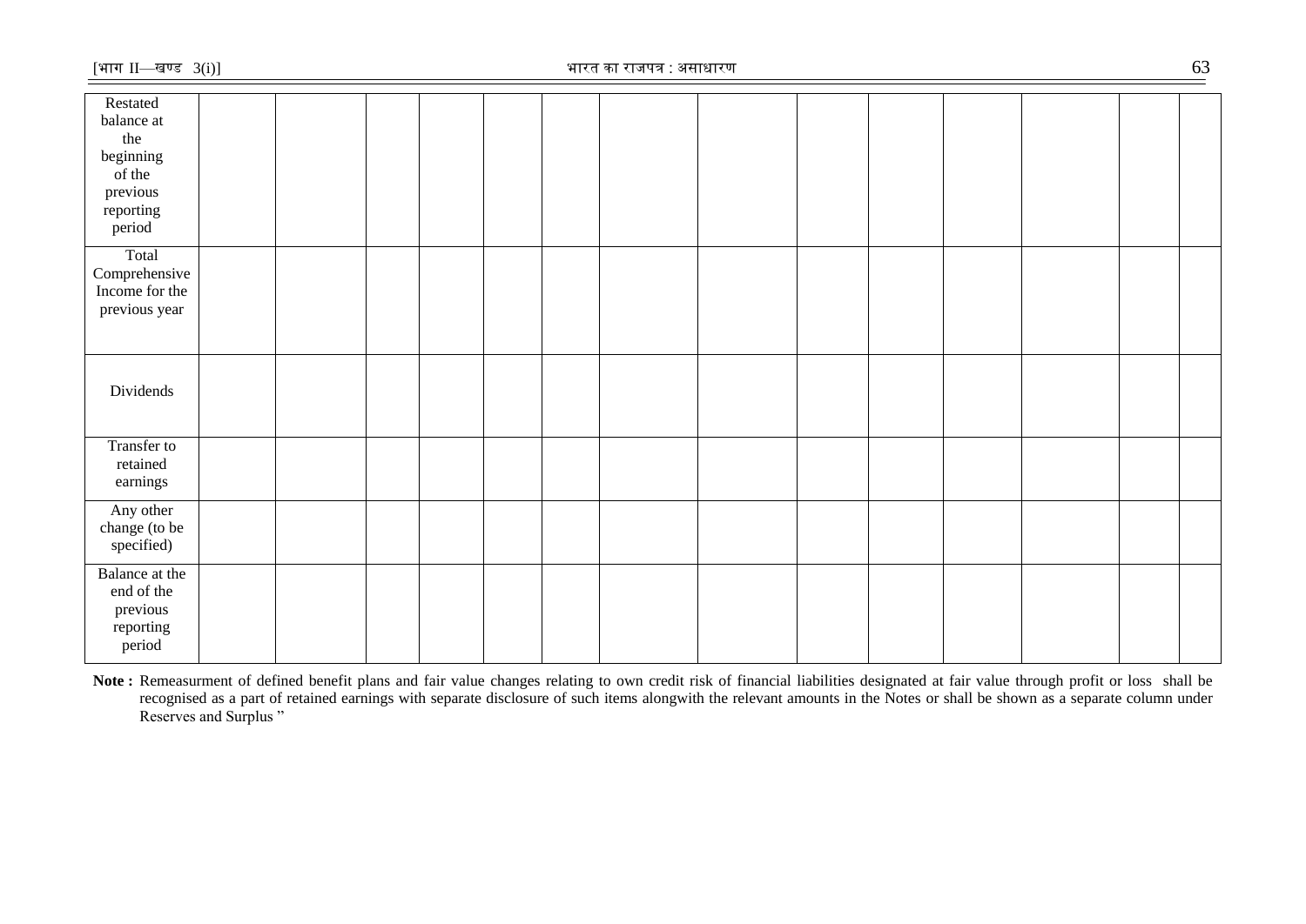| | | | | | | | | | | | | | | |
|---|---|---|---|---|---|---|---|---|---|---|---|---|---|---|
| Restated balance at the beginning of the previous reporting period | | | | | | | | | | | | | | |
| Total Comprehensive Income for the previous year | | | | | | | | | | | | | | |
| Dividends | | | | | | | | | | | | | | |
| Transfer to retained earnings | | | | | | | | | | | | | | |
| Any other change (to be specified) | | | | | | | | | | | | | | |
| Balance at the end of the previous reporting period | | | | | | | | | | | | | | |

**Note :** Remeasurment of defined benefit plans and fair value changes relating to own credit risk of financial liabilities designated at fair value through profit or loss shall be recognised as a part of retained earnings with separate disclosure of such items alongwith the relevant amounts in the Notes or shall be shown as a separate column under Reserves and Surplus "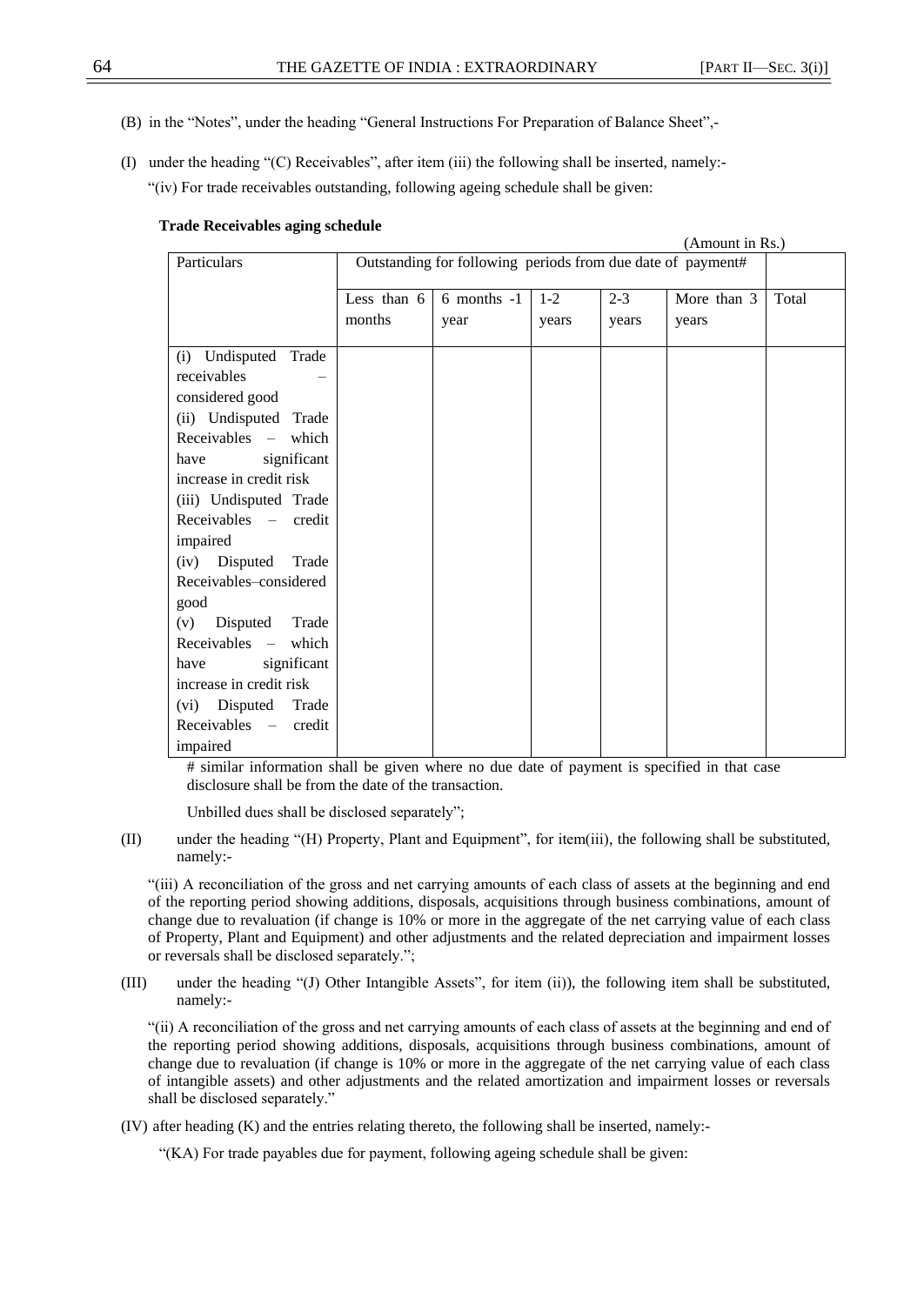(B) in the "Notes", under the heading "General Instructions For Preparation of Balance Sheet",-

(I) under the heading "(C) Receivables", after item (iii) the following shall be inserted, namely:-

"(iv) For trade receivables outstanding, following ageing schedule shall be given:

**Trade Receivables aging schedule**

(Amount in Rs.)

| Particulars | Outstanding for following periods from due date of payment# | | | | | |
|---|---|---|---|---|---|---|
| | Less than 6 months | 6 months -1 year | 1-2 years | 2-3 years | More than 3 years | Total |
| (i) Undisputed Trade receivables – considered good | | | | | | |
| (ii) Undisputed Trade Receivables – which have significant increase in credit risk | | | | | | |
| (iii) Undisputed Trade Receivables – credit impaired | | | | | | |
| (iv) Disputed Trade Receivables–considered good | | | | | | |
| (v) Disputed Trade Receivables – which have significant increase in credit risk | | | | | | |
| (vi) Disputed Trade Receivables – credit impaired | | | | | | |

# similar information shall be given where no due date of payment is specified in that case disclosure shall be from the date of the transaction.

Unbilled dues shall be disclosed separately";

(II) under the heading "(H) Property, Plant and Equipment", for item(iii), the following shall be substituted, namely:-

"(iii) A reconciliation of the gross and net carrying amounts of each class of assets at the beginning and end of the reporting period showing additions, disposals, acquisitions through business combinations, amount of change due to revaluation (if change is 10% or more in the aggregate of the net carrying value of each class of Property, Plant and Equipment) and other adjustments and the related depreciation and impairment losses or reversals shall be disclosed separately.";

(III) under the heading "(J) Other Intangible Assets", for item (ii)), the following item shall be substituted, namely:-

"(ii) A reconciliation of the gross and net carrying amounts of each class of assets at the beginning and end of the reporting period showing additions, disposals, acquisitions through business combinations, amount of change due to revaluation (if change is 10% or more in the aggregate of the net carrying value of each class of intangible assets) and other adjustments and the related amortization and impairment losses or reversals shall be disclosed separately."

(IV) after heading (K) and the entries relating thereto, the following shall be inserted, namely:-

"(KA) For trade payables due for payment, following ageing schedule shall be given: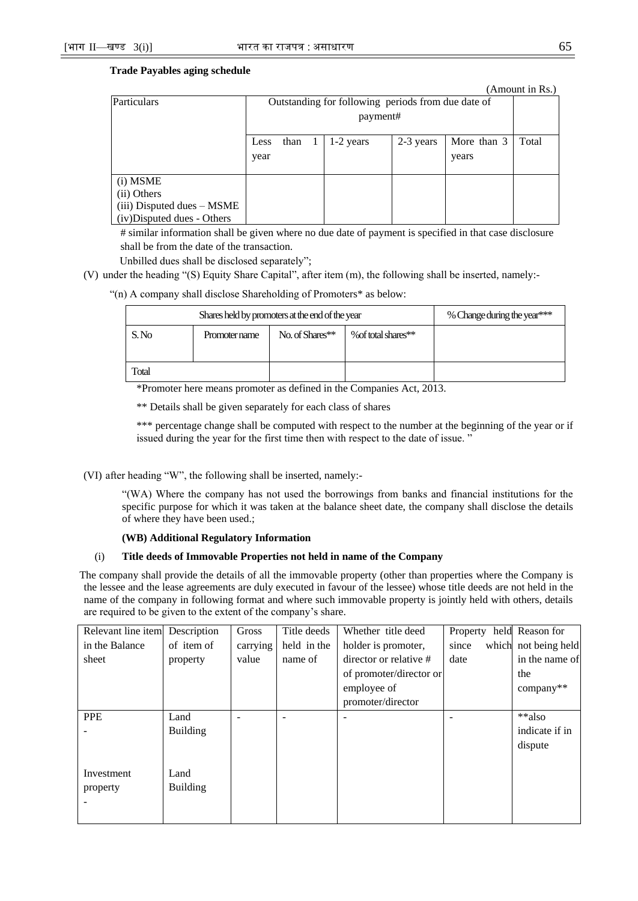**Trade Payables aging schedule**

(Amount in Rs.)

| Particulars | Outstanding for following periods from due date of payment# | | | | |
|---|---|---|---|---|---|
| | Less than 1 year | 1-2 years | 2-3 years | More than 3 years | Total |
| (i) MSME<br>(ii) Others<br>(iii) Disputed dues – MSME<br>(iv)Disputed dues - Others | | | | | |

# similar information shall be given where no due date of payment is specified in that case disclosure shall be from the date of the transaction.

Unbilled dues shall be disclosed separately";

(V) under the heading "(S) Equity Share Capital", after item (m), the following shall be inserted, namely:-

"(n) A company shall disclose Shareholding of Promoters* as below:

| Shares held by promoters at the end of the year | | | | % Change during the year*** |
|---|---|---|---|---|
| S. No | Promoter name | No. of Shares** | %of total shares** | |
| Total | | | | |

*Promoter here means promoter as defined in the Companies Act, 2013.

** Details shall be given separately for each class of shares

*** percentage change shall be computed with respect to the number at the beginning of the year or if issued during the year for the first time then with respect to the date of issue. "

(VI) after heading "W", the following shall be inserted, namely:-

"(WA) Where the company has not used the borrowings from banks and financial institutions for the specific purpose for which it was taken at the balance sheet date, the company shall disclose the details of where they have been used.;

**(WB) Additional Regulatory Information**

(i) **Title deeds of Immovable Properties not held in name of the Company**

The company shall provide the details of all the immovable property (other than properties where the Company is the lessee and the lease agreements are duly executed in favour of the lessee) whose title deeds are not held in the name of the company in following format and where such immovable property is jointly held with others, details are required to be given to the extent of the company's share.

| Relevant line item in the Balance sheet | Description of item of property | Gross carrying value | Title deeds held in the name of | Whether title deed holder is promoter, director or relative # of promoter/director or employee of promoter/director | Property held since which date | Reason for not being held in the name of the company** |
|---|---|---|---|---|---|---|
| PPE<br>- | Land<br>Building | - | - | - | - | **also indicate if in dispute |
| Investment property<br>- | Land<br>Building | | | | | |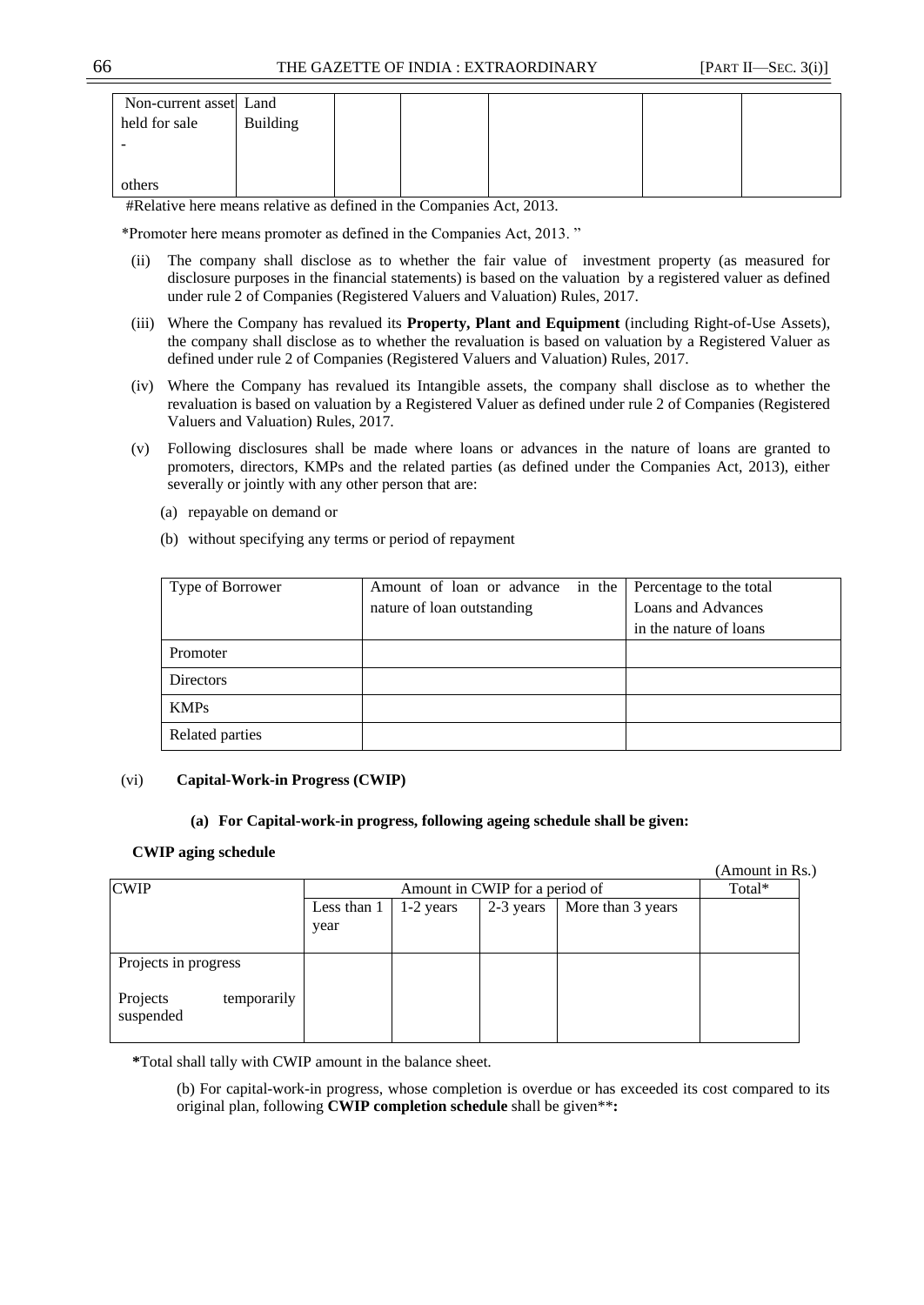| Non-current asset held for sale<br>-<br>others | Land<br>Building | | | | | |
|---|---|---|---|---|---|---|

#Relative here means relative as defined in the Companies Act, 2013.

*Promoter here means promoter as defined in the Companies Act, 2013. "

(ii) The company shall disclose as to whether the fair value of investment property (as measured for disclosure purposes in the financial statements) is based on the valuation by a registered valuer as defined under rule 2 of Companies (Registered Valuers and Valuation) Rules, 2017.

(iii) Where the Company has revalued its **Property, Plant and Equipment** (including Right-of-Use Assets), the company shall disclose as to whether the revaluation is based on valuation by a Registered Valuer as defined under rule 2 of Companies (Registered Valuers and Valuation) Rules, 2017.

(iv) Where the Company has revalued its Intangible assets, the company shall disclose as to whether the revaluation is based on valuation by a Registered Valuer as defined under rule 2 of Companies (Registered Valuers and Valuation) Rules, 2017.

(v) Following disclosures shall be made where loans or advances in the nature of loans are granted to promoters, directors, KMPs and the related parties (as defined under the Companies Act, 2013), either severally or jointly with any other person that are:

(a) repayable on demand or

(b) without specifying any terms or period of repayment

| Type of Borrower | Amount of loan or advance in the nature of loan outstanding | Percentage to the total Loans and Advances in the nature of loans |
|---|---|---|
| Promoter | | |
| Directors | | |
| KMPs | | |
| Related parties | | |

(vi) **Capital-Work-in Progress (CWIP)**

**(a) For Capital-work-in progress, following ageing schedule shall be given:**

**CWIP aging schedule**

(Amount in Rs.)

| CWIP | Amount in CWIP for a period of | | | | Total* |
|---|---|---|---|---|---|
| | Less than 1 year | 1-2 years | 2-3 years | More than 3 years | |
| Projects in progress<br><br>Projects temporarily suspended | | | | | |

***Total shall tally with CWIP amount in the balance sheet.

(b) For capital-work-in progress, whose completion is overdue or has exceeded its cost compared to its original plan, following **CWIP completion schedule** shall be given****:**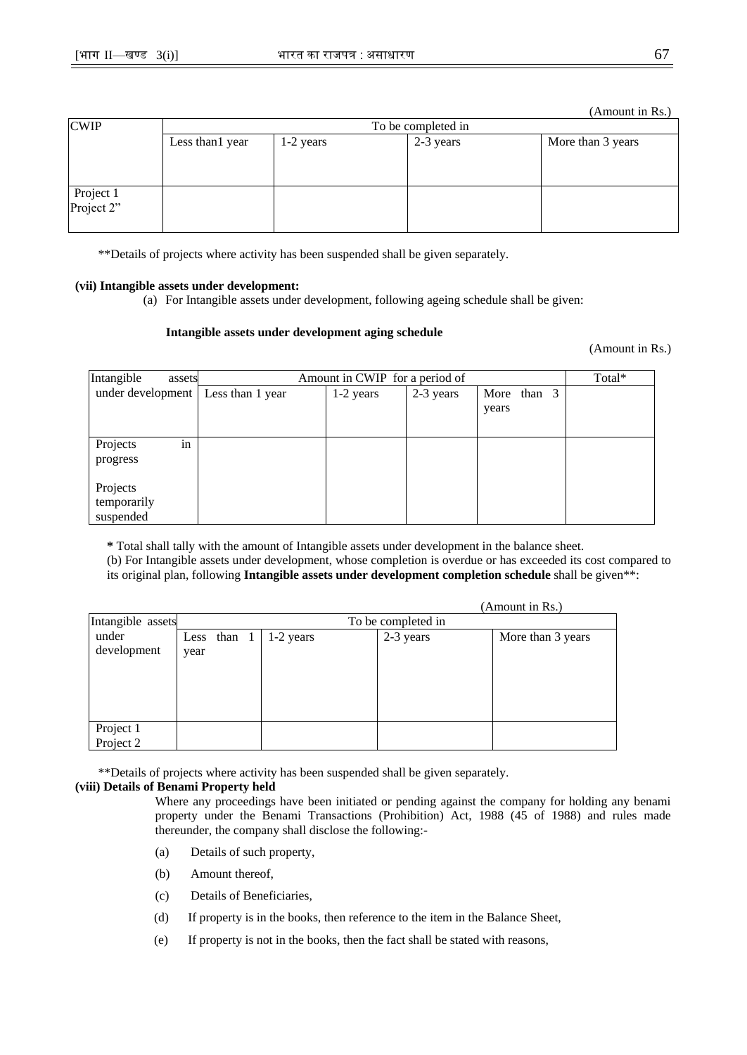(Amount in Rs.)

| CWIP | To be completed in | | | |
|---|---|---|---|---|
| | Less than1 year | 1-2 years | 2-3 years | More than 3 years |
| Project 1<br>Project 2" | | | | |

**Details of projects where activity has been suspended shall be given separately.

**(vii) Intangible assets under development:**

(a) For Intangible assets under development, following ageing schedule shall be given:

**Intangible assets under development aging schedule**

(Amount in Rs.)

| Intangible assets under development | Amount in CWIP for a period of | | | | Total* |
|---|---|---|---|---|---|
| | Less than 1 year | 1-2 years | 2-3 years | More than 3 years | |
| Projects in progress<br><br>Projects temporarily suspended | | | | | |

**\*** Total shall tally with the amount of Intangible assets under development in the balance sheet.

(b) For Intangible assets under development, whose completion is overdue or has exceeded its cost compared to its original plan, following **Intangible assets under development completion schedule** shall be given**:

(Amount in Rs.)

| Intangible assets under development | To be completed in | | | |
|---|---|---|---|---|
| | Less than 1 year | 1-2 years | 2-3 years | More than 3 years |
| Project 1<br>Project 2 | | | | |

**Details of projects where activity has been suspended shall be given separately.

**(viii) Details of Benami Property held**

Where any proceedings have been initiated or pending against the company for holding any benami property under the Benami Transactions (Prohibition) Act, 1988 (45 of 1988) and rules made thereunder, the company shall disclose the following:-

(a) Details of such property,

(b) Amount thereof,

(c) Details of Beneficiaries,

(d) If property is in the books, then reference to the item in the Balance Sheet,

(e) If property is not in the books, then the fact shall be stated with reasons,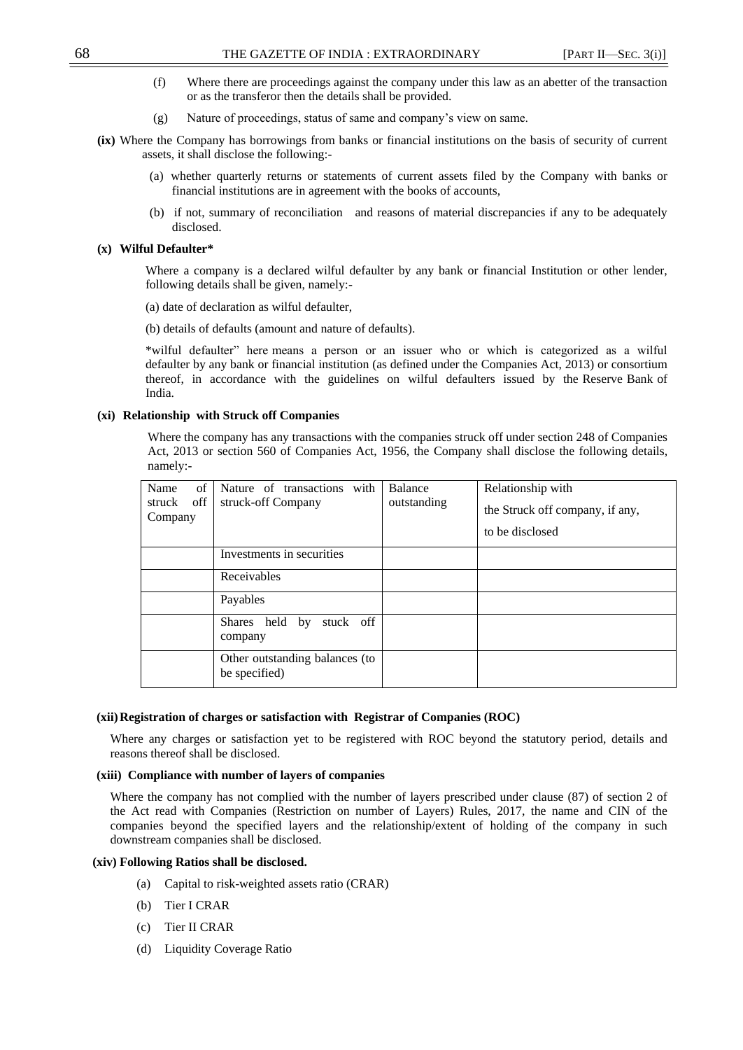(f) Where there are proceedings against the company under this law as an abetter of the transaction or as the transferor then the details shall be provided.

(g) Nature of proceedings, status of same and company's view on same.

**(ix)** Where the Company has borrowings from banks or financial institutions on the basis of security of current assets, it shall disclose the following:-

(a) whether quarterly returns or statements of current assets filed by the Company with banks or financial institutions are in agreement with the books of accounts,

(b) if not, summary of reconciliation and reasons of material discrepancies if any to be adequately disclosed.

**(x) Wilful Defaulter***

Where a company is a declared wilful defaulter by any bank or financial Institution or other lender, following details shall be given, namely:-

(a) date of declaration as wilful defaulter,

(b) details of defaults (amount and nature of defaults).

*wilful defaulter" here means a person or an issuer who or which is categorized as a wilful defaulter by any bank or financial institution (as defined under the Companies Act, 2013) or consortium thereof, in accordance with the guidelines on wilful defaulters issued by the Reserve Bank of India.

**(xi) Relationship with Struck off Companies**

Where the company has any transactions with the companies struck off under section 248 of Companies Act, 2013 or section 560 of Companies Act, 1956, the Company shall disclose the following details, namely:-

| Name of struck off Company | Nature of transactions with struck-off Company | Balance outstanding | Relationship with the Struck off company, if any, to be disclosed |
|---|---|---|---|
| | Investments in securities | | |
| | Receivables | | |
| | Payables | | |
| | Shares held by stuck off company | | |
| | Other outstanding balances (to be specified) | | |

**(xii) Registration of charges or satisfaction with Registrar of Companies (ROC)**

Where any charges or satisfaction yet to be registered with ROC beyond the statutory period, details and reasons thereof shall be disclosed.

**(xiii) Compliance with number of layers of companies**

Where the company has not complied with the number of layers prescribed under clause (87) of section 2 of the Act read with Companies (Restriction on number of Layers) Rules, 2017, the name and CIN of the companies beyond the specified layers and the relationship/extent of holding of the company in such downstream companies shall be disclosed.

**(xiv) Following Ratios shall be disclosed.**

(a) Capital to risk-weighted assets ratio (CRAR)

(b) Tier I CRAR

(c) Tier II CRAR

(d) Liquidity Coverage Ratio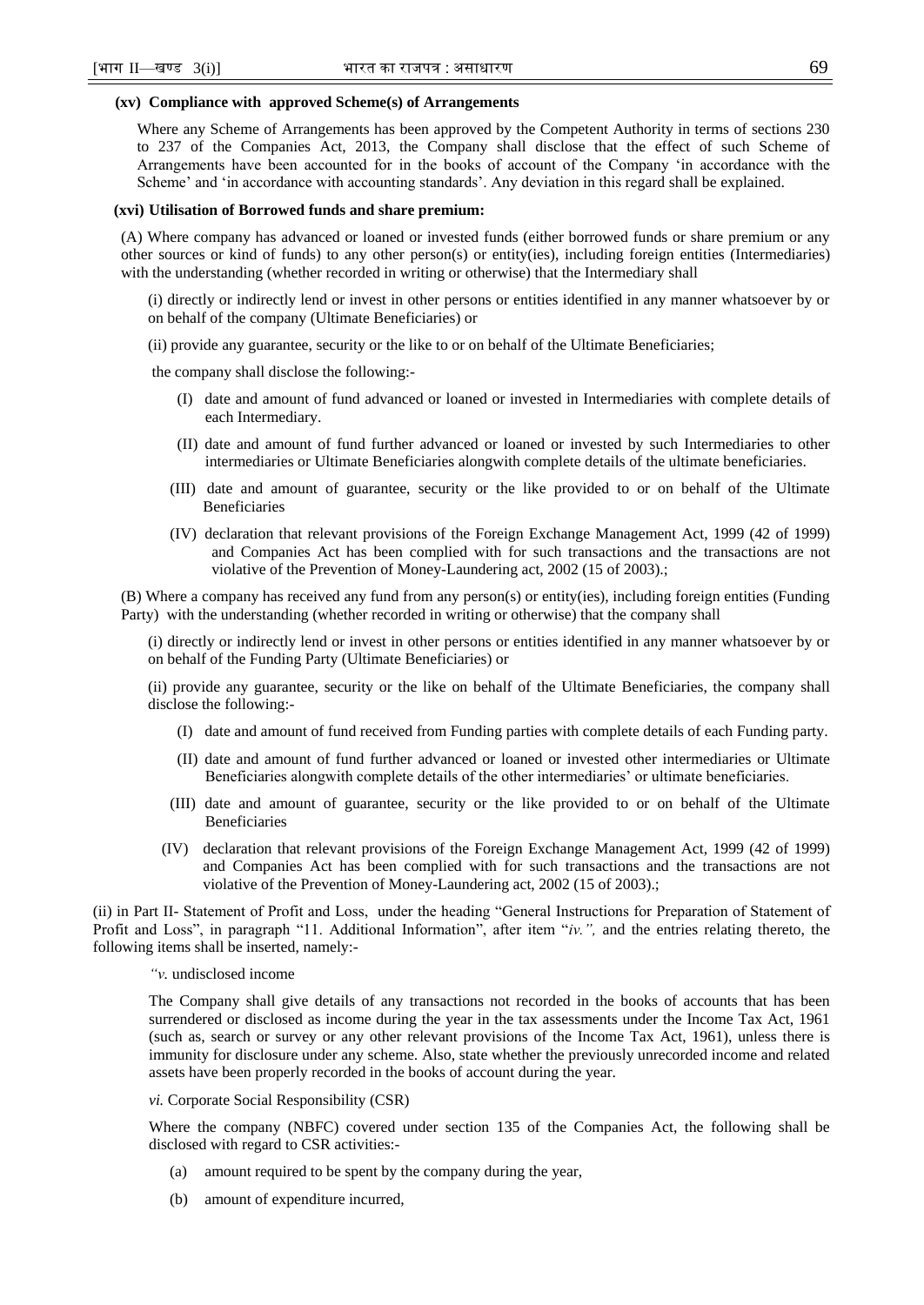**(xv) Compliance with approved Scheme(s) of Arrangements**

Where any Scheme of Arrangements has been approved by the Competent Authority in terms of sections 230 to 237 of the Companies Act, 2013, the Company shall disclose that the effect of such Scheme of Arrangements have been accounted for in the books of account of the Company 'in accordance with the Scheme' and 'in accordance with accounting standards'. Any deviation in this regard shall be explained.

**(xvi) Utilisation of Borrowed funds and share premium:**

(A) Where company has advanced or loaned or invested funds (either borrowed funds or share premium or any other sources or kind of funds) to any other person(s) or entity(ies), including foreign entities (Intermediaries) with the understanding (whether recorded in writing or otherwise) that the Intermediary shall

(i) directly or indirectly lend or invest in other persons or entities identified in any manner whatsoever by or on behalf of the company (Ultimate Beneficiaries) or

(ii) provide any guarantee, security or the like to or on behalf of the Ultimate Beneficiaries;

the company shall disclose the following:-

(I) date and amount of fund advanced or loaned or invested in Intermediaries with complete details of each Intermediary.

(II) date and amount of fund further advanced or loaned or invested by such Intermediaries to other intermediaries or Ultimate Beneficiaries alongwith complete details of the ultimate beneficiaries.

(III) date and amount of guarantee, security or the like provided to or on behalf of the Ultimate Beneficiaries

(IV) declaration that relevant provisions of the Foreign Exchange Management Act, 1999 (42 of 1999) and Companies Act has been complied with for such transactions and the transactions are not violative of the Prevention of Money-Laundering act, 2002 (15 of 2003).;

(B) Where a company has received any fund from any person(s) or entity(ies), including foreign entities (Funding Party) with the understanding (whether recorded in writing or otherwise) that the company shall

(i) directly or indirectly lend or invest in other persons or entities identified in any manner whatsoever by or on behalf of the Funding Party (Ultimate Beneficiaries) or

(ii) provide any guarantee, security or the like on behalf of the Ultimate Beneficiaries, the company shall disclose the following:-

(I) date and amount of fund received from Funding parties with complete details of each Funding party.

(II) date and amount of fund further advanced or loaned or invested other intermediaries or Ultimate Beneficiaries alongwith complete details of the other intermediaries' or ultimate beneficiaries.

(III) date and amount of guarantee, security or the like provided to or on behalf of the Ultimate Beneficiaries

(IV) declaration that relevant provisions of the Foreign Exchange Management Act, 1999 (42 of 1999) and Companies Act has been complied with for such transactions and the transactions are not violative of the Prevention of Money-Laundering act, 2002 (15 of 2003).;

(ii) in Part II- Statement of Profit and Loss, under the heading "General Instructions for Preparation of Statement of Profit and Loss", in paragraph "11. Additional Information", after item "*iv.",* and the entries relating thereto, the following items shall be inserted, namely:-

*"v.* undisclosed income

The Company shall give details of any transactions not recorded in the books of accounts that has been surrendered or disclosed as income during the year in the tax assessments under the Income Tax Act, 1961 (such as, search or survey or any other relevant provisions of the Income Tax Act, 1961), unless there is immunity for disclosure under any scheme. Also, state whether the previously unrecorded income and related assets have been properly recorded in the books of account during the year.

*vi.* Corporate Social Responsibility (CSR)

Where the company (NBFC) covered under section 135 of the Companies Act, the following shall be disclosed with regard to CSR activities:-

(a) amount required to be spent by the company during the year,

(b) amount of expenditure incurred,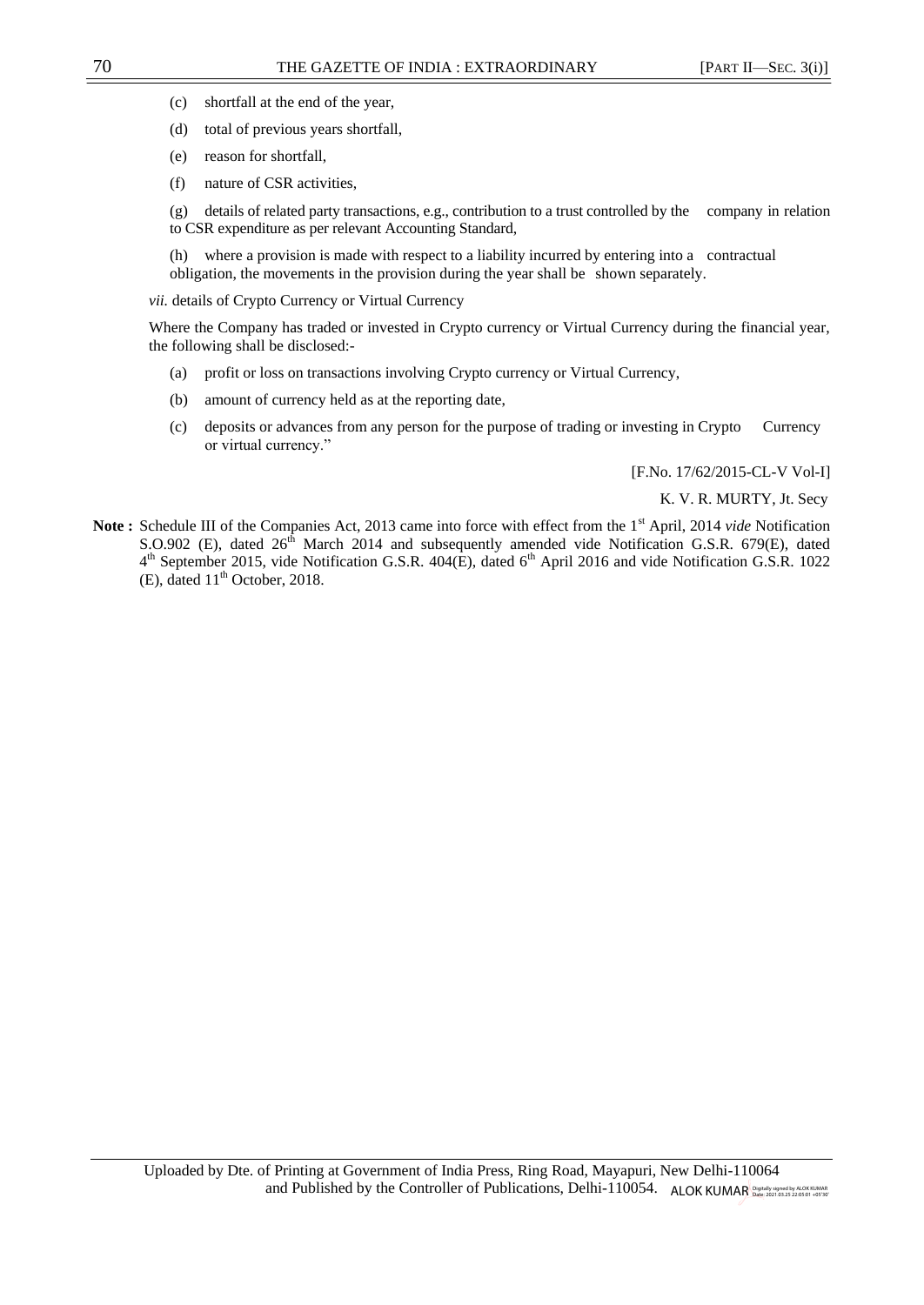(c) shortfall at the end of the year,

(d) total of previous years shortfall,

(e) reason for shortfall,

(f) nature of CSR activities,

(g) details of related party transactions, e.g., contribution to a trust controlled by the company in relation to CSR expenditure as per relevant Accounting Standard,

(h) where a provision is made with respect to a liability incurred by entering into a contractual obligation, the movements in the provision during the year shall be shown separately.

*vii.* details of Crypto Currency or Virtual Currency

Where the Company has traded or invested in Crypto currency or Virtual Currency during the financial year, the following shall be disclosed:-

(a) profit or loss on transactions involving Crypto currency or Virtual Currency,

(b) amount of currency held as at the reporting date,

(c) deposits or advances from any person for the purpose of trading or investing in Crypto Currency or virtual currency."

[F.No. 17/62/2015-CL-V Vol-I]

K. V. R. MURTY, Jt. Secy

**Note :** Schedule III of the Companies Act, 2013 came into force with effect from the 1st April, 2014 *vide* Notification S.O.902 (E), dated 26th March 2014 and subsequently amended vide Notification G.S.R. 679(E), dated 4th September 2015, vide Notification G.S.R. 404(E), dated 6th April 2016 and vide Notification G.S.R. 1022 (E), dated 11th October, 2018.

Uploaded by Dte. of Printing at Government of India Press, Ring Road, Mayapuri, New Delhi-110064 and Published by the Controller of Publications, Delhi-110054.